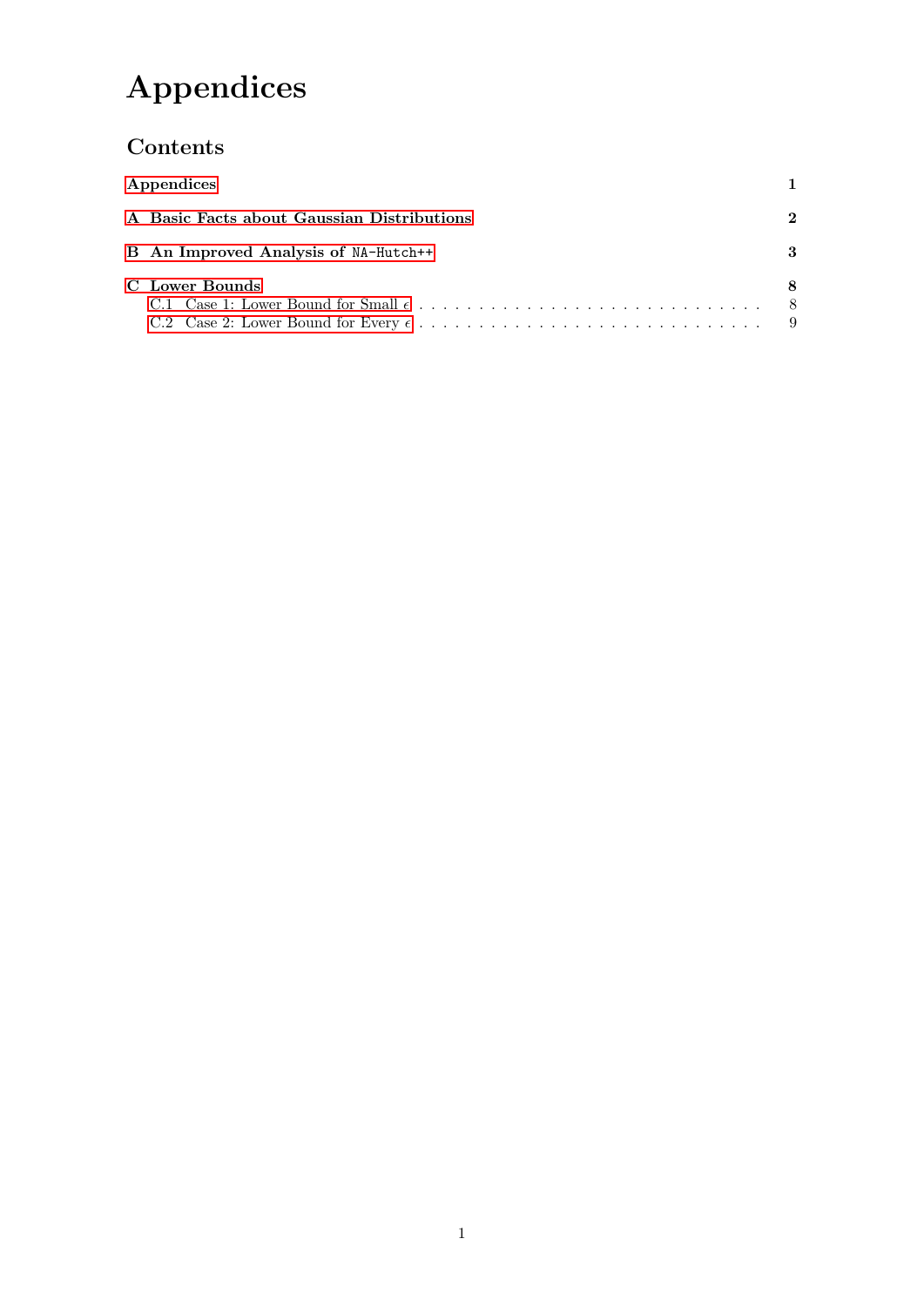# Appendices

## Contents

- **Appendices** — 1
- **A Basic Facts about Gaussian Distributions** — 2
- **B An Improved Analysis of `NA-Hutch++`** — 3
- **C Lower Bounds** — 8
  - C.1 Case 1: Lower Bound for Small $\epsilon$ — 8
  - C.2 Case 2: Lower Bound for Every $\epsilon$ — 9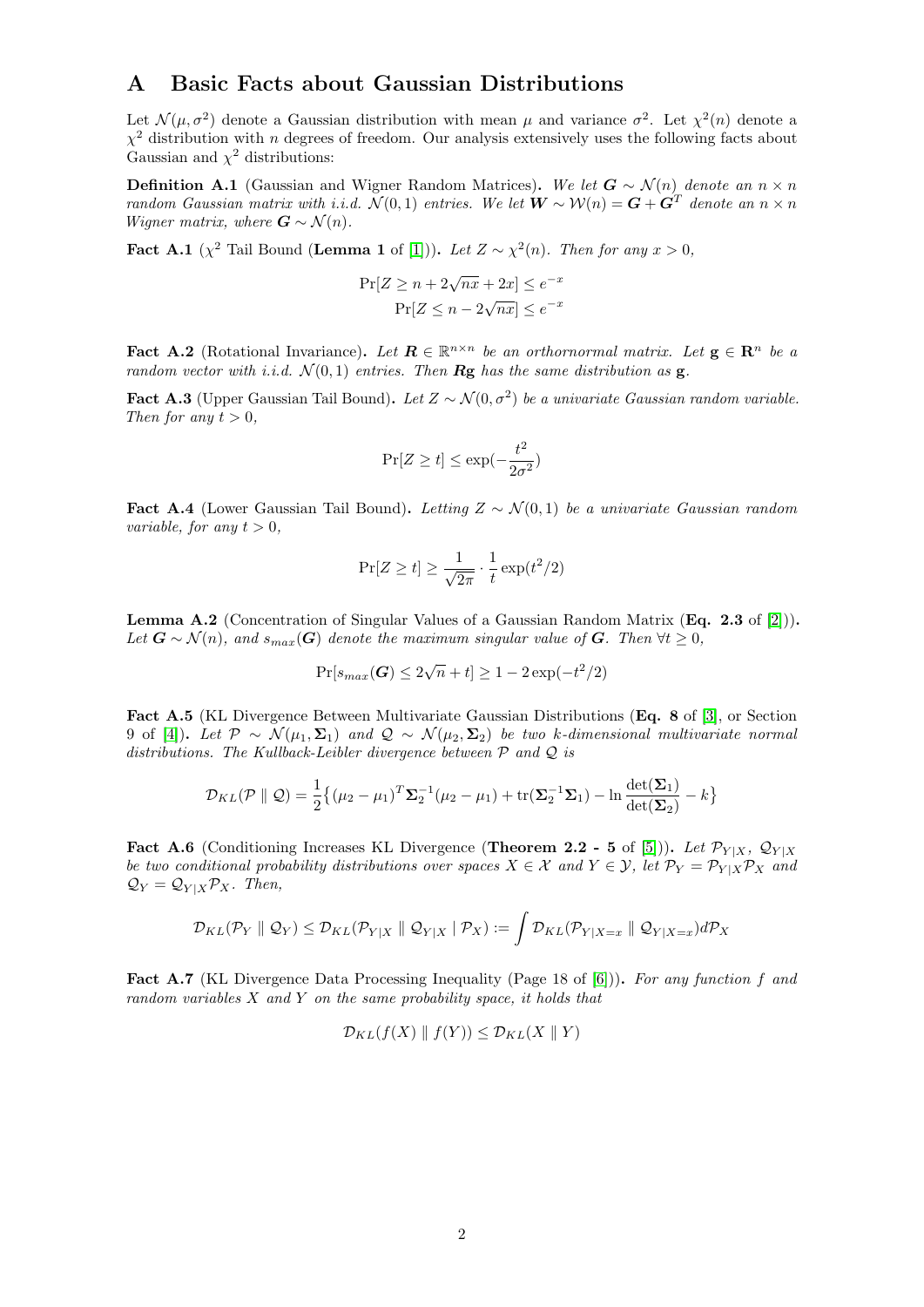# A Basic Facts about Gaussian Distributions

Let $\mathcal{N}(\mu, \sigma^2)$ denote a Gaussian distribution with mean $\mu$ and variance $\sigma^2$. Let $\chi^2(n)$ denote a $\chi^2$ distribution with $n$ degrees of freedom. Our analysis extensively uses the following facts about Gaussian and $\chi^2$ distributions:

**Definition A.1** (Gaussian and Wigner Random Matrices). *We let $\boldsymbol{G} \sim \mathcal{N}(n)$ denote an $n \times n$ random Gaussian matrix with i.i.d. $\mathcal{N}(0,1)$ entries. We let $\boldsymbol{W} \sim \mathcal{W}(n) = \boldsymbol{G} + \boldsymbol{G}^T$ denote an $n \times n$ Wigner matrix, where $\boldsymbol{G} \sim \mathcal{N}(n)$.*

**Fact A.1** ($\chi^2$ Tail Bound (**Lemma 1** of [1])). *Let $Z \sim \chi^2(n)$. Then for any $x > 0$,*

$$\Pr[Z \geq n + 2\sqrt{nx} + 2x] \leq e^{-x}$$
$$\Pr[Z \leq n - 2\sqrt{nx}] \leq e^{-x}$$

**Fact A.2** (Rotational Invariance). *Let $\boldsymbol{R} \in \mathbb{R}^{n \times n}$ be an orthornormal matrix. Let $\mathbf{g} \in \mathbf{R}^n$ be a random vector with i.i.d. $\mathcal{N}(0,1)$ entries. Then $\boldsymbol{R}\mathbf{g}$ has the same distribution as $\mathbf{g}$.*

**Fact A.3** (Upper Gaussian Tail Bound). *Let $Z \sim \mathcal{N}(0, \sigma^2)$ be a univariate Gaussian random variable. Then for any $t > 0$,*

$$\Pr[Z \geq t] \leq \exp(-\frac{t^2}{2\sigma^2})$$

**Fact A.4** (Lower Gaussian Tail Bound). *Letting $Z \sim \mathcal{N}(0,1)$ be a univariate Gaussian random variable, for any $t > 0$,*

$$\Pr[Z \geq t] \geq \frac{1}{\sqrt{2\pi}} \cdot \frac{1}{t} \exp(t^2/2)$$

**Lemma A.2** (Concentration of Singular Values of a Gaussian Random Matrix (**Eq. 2.3** of [2])). *Let $\boldsymbol{G} \sim \mathcal{N}(n)$, and $s_{max}(\boldsymbol{G})$ denote the maximum singular value of $\boldsymbol{G}$. Then $\forall t \geq 0$,*

$$\Pr[s_{max}(\boldsymbol{G}) \leq 2\sqrt{n} + t] \geq 1 - 2\exp(-t^2/2)$$

**Fact A.5** (KL Divergence Between Multivariate Gaussian Distributions (**Eq. 8** of [3], or Section 9 of [4])). *Let $\mathcal{P} \sim \mathcal{N}(\mu_1, \boldsymbol{\Sigma}_1)$ and $\mathcal{Q} \sim \mathcal{N}(\mu_2, \boldsymbol{\Sigma}_2)$ be two $k$-dimensional multivariate normal distributions. The Kullback-Leibler divergence between $\mathcal{P}$ and $\mathcal{Q}$ is*

$$\mathcal{D}_{KL}(\mathcal{P} \parallel \mathcal{Q}) = \frac{1}{2}\big\{(\mu_2 - \mu_1)^T \boldsymbol{\Sigma}_2^{-1}(\mu_2 - \mu_1) + \operatorname{tr}(\boldsymbol{\Sigma}_2^{-1}\boldsymbol{\Sigma}_1) - \ln \frac{\det(\boldsymbol{\Sigma}_1)}{\det(\boldsymbol{\Sigma}_2)} - k\big\}$$

**Fact A.6** (Conditioning Increases KL Divergence (**Theorem 2.2 - 5** of [5])). *Let $\mathcal{P}_{Y|X}$, $\mathcal{Q}_{Y|X}$ be two conditional probability distributions over spaces $X \in \mathcal{X}$ and $Y \in \mathcal{Y}$, let $\mathcal{P}_Y = \mathcal{P}_{Y|X}\mathcal{P}_X$ and $\mathcal{Q}_Y = \mathcal{Q}_{Y|X}\mathcal{P}_X$. Then,*

$$\mathcal{D}_{KL}(\mathcal{P}_Y \parallel \mathcal{Q}_Y) \leq \mathcal{D}_{KL}(\mathcal{P}_{Y|X} \parallel \mathcal{Q}_{Y|X} \mid \mathcal{P}_X) := \int \mathcal{D}_{KL}(\mathcal{P}_{Y|X=x} \parallel \mathcal{Q}_{Y|X=x}) d\mathcal{P}_X$$

**Fact A.7** (KL Divergence Data Processing Inequality (Page 18 of [6])). *For any function $f$ and random variables $X$ and $Y$ on the same probability space, it holds that*

$$\mathcal{D}_{KL}(f(X) \parallel f(Y)) \leq \mathcal{D}_{KL}(X \parallel Y)$$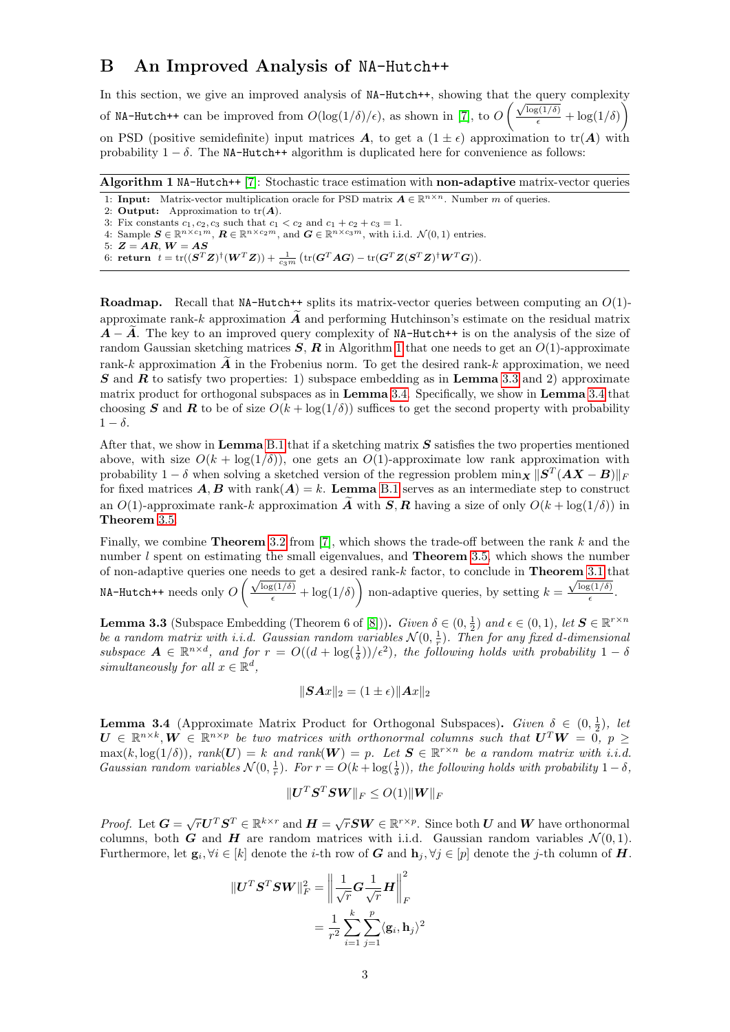# B An Improved Analysis of NA-Hutch++

In this section, we give an improved analysis of NA-Hutch++, showing that the query complexity of NA-Hutch++ can be improved from $O(\log(1/\delta)/\epsilon)$, as shown in [7], to $O\left(\frac{\sqrt{\log(1/\delta)}}{\epsilon} + \log(1/\delta)\right)$ on PSD (positive semidefinite) input matrices $\boldsymbol{A}$, to get a $(1 \pm \epsilon)$ approximation to $\text{tr}(\boldsymbol{A})$ with probability $1 - \delta$. The NA-Hutch++ algorithm is duplicated here for convenience as follows:

**Algorithm 1** NA-Hutch++ [7]: Stochastic trace estimation with **non-adaptive** matrix-vector queries

1: **Input:** Matrix-vector multiplication oracle for PSD matrix $\boldsymbol{A} \in \mathbb{R}^{n \times n}$. Number $m$ of queries.
2: **Output:** Approximation to $\text{tr}(\boldsymbol{A})$.
3: Fix constants $c_1, c_2, c_3$ such that $c_1 < c_2$ and $c_1 + c_2 + c_3 = 1$.
4: Sample $\boldsymbol{S} \in \mathbb{R}^{n \times c_1 m}$, $\boldsymbol{R} \in \mathbb{R}^{n \times c_2 m}$, and $\boldsymbol{G} \in \mathbb{R}^{n \times c_3 m}$, with i.i.d. $\mathcal{N}(0, 1)$ entries.
5: $\boldsymbol{Z} = \boldsymbol{A}\boldsymbol{R}$, $\boldsymbol{W} = \boldsymbol{A}\boldsymbol{S}$
6: **return** $t = \text{tr}((\boldsymbol{S}^T\boldsymbol{Z})^\dagger(\boldsymbol{W}^T\boldsymbol{Z})) + \frac{1}{c_3 m}\left(\text{tr}(\boldsymbol{G}^T\boldsymbol{A}\boldsymbol{G}) - \text{tr}(\boldsymbol{G}^T\boldsymbol{Z}(\boldsymbol{S}^T\boldsymbol{Z})^\dagger\boldsymbol{W}^T\boldsymbol{G})\right)$.

**Roadmap.** Recall that NA-Hutch++ splits its matrix-vector queries between computing an $O(1)$-approximate rank-$k$ approximation $\widetilde{\boldsymbol{A}}$ and performing Hutchinson's estimate on the residual matrix $\boldsymbol{A} - \widetilde{\boldsymbol{A}}$. The key to an improved query complexity of NA-Hutch++ is on the analysis of the size of random Gaussian sketching matrices $\boldsymbol{S}, \boldsymbol{R}$ in Algorithm 1 that one needs to get an $O(1)$-approximate rank-$k$ approximation $\widetilde{\boldsymbol{A}}$ in the Frobenius norm. To get the desired rank-$k$ approximation, we need $\boldsymbol{S}$ and $\boldsymbol{R}$ to satisfy two properties: 1) subspace embedding as in **Lemma** 3.3 and 2) approximate matrix product for orthogonal subspaces as in **Lemma** 3.4. Specifically, we show in **Lemma** 3.4 that choosing $\boldsymbol{S}$ and $\boldsymbol{R}$ to be of size $O(k + \log(1/\delta))$ suffices to get the second property with probability $1 - \delta$.

After that, we show in **Lemma** B.1 that if a sketching matrix $\boldsymbol{S}$ satisfies the two properties mentioned above, with size $O(k + \log(1/\delta))$, one gets an $O(1)$-approximate low rank approximation with probability $1 - \delta$ when solving a sketched version of the regression problem $\min_{\boldsymbol{X}} \|\boldsymbol{S}^T(\boldsymbol{A}\boldsymbol{X} - \boldsymbol{B})\|_F$ for fixed matrices $\boldsymbol{A}, \boldsymbol{B}$ with $\text{rank}(\boldsymbol{A}) = k$. **Lemma** B.1 serves as an intermediate step to construct an $O(1)$-approximate rank-$k$ approximation $\widetilde{\boldsymbol{A}}$ with $\boldsymbol{S}, \boldsymbol{R}$ having a size of only $O(k + \log(1/\delta))$ in **Theorem** 3.5.

Finally, we combine **Theorem** 3.2 from [7], which shows the trade-off between the rank $k$ and the number $l$ spent on estimating the small eigenvalues, and **Theorem** 3.5, which shows the number of non-adaptive queries one needs to get a desired rank-$k$ factor, to conclude in **Theorem** 3.1 that NA-Hutch++ needs only $O\left(\frac{\sqrt{\log(1/\delta)}}{\epsilon} + \log(1/\delta)\right)$ non-adaptive queries, by setting $k = \frac{\sqrt{\log(1/\delta)}}{\epsilon}$.

**Lemma 3.3** (Subspace Embedding (Theorem 6 of [8])). *Given $\delta \in (0, \frac{1}{2})$ and $\epsilon \in (0, 1)$, let $\boldsymbol{S} \in \mathbb{R}^{r \times n}$ be a random matrix with i.i.d. Gaussian random variables $\mathcal{N}(0, \frac{1}{r})$. Then for any fixed $d$-dimensional subspace $\boldsymbol{A} \in \mathbb{R}^{n \times d}$, and for $r = O((d + \log(\frac{1}{\delta}))/\epsilon^2)$, the following holds with probability $1 - \delta$ simultaneously for all $x \in \mathbb{R}^d$,*

$$\|\boldsymbol{S}\boldsymbol{A}x\|_2 = (1 \pm \epsilon)\|\boldsymbol{A}x\|_2$$

**Lemma 3.4** (Approximate Matrix Product for Orthogonal Subspaces)**.** *Given $\delta \in (0, \frac{1}{2})$, let $\boldsymbol{U} \in \mathbb{R}^{n \times k}, \boldsymbol{W} \in \mathbb{R}^{n \times p}$ be two matrices with orthonormal columns such that $\boldsymbol{U}^T\boldsymbol{W} = 0$, $p \geq \max(k, \log(1/\delta))$, $rank(\boldsymbol{U}) = k$ and $rank(\boldsymbol{W}) = p$. Let $\boldsymbol{S} \in \mathbb{R}^{r \times n}$ be a random matrix with i.i.d. Gaussian random variables $\mathcal{N}(0, \frac{1}{r})$. For $r = O(k + \log(\frac{1}{\delta}))$, the following holds with probability $1 - \delta$,*

$$\|\boldsymbol{U}^T\boldsymbol{S}^T\boldsymbol{S}\boldsymbol{W}\|_F \leq O(1)\|\boldsymbol{W}\|_F$$

*Proof.* Let $\boldsymbol{G} = \sqrt{r}\boldsymbol{U}^T\boldsymbol{S}^T \in \mathbb{R}^{k \times r}$ and $\boldsymbol{H} = \sqrt{r}\boldsymbol{S}\boldsymbol{W} \in \mathbb{R}^{r \times p}$. Since both $\boldsymbol{U}$ and $\boldsymbol{W}$ have orthonormal columns, both $\boldsymbol{G}$ and $\boldsymbol{H}$ are random matrices with i.i.d. Gaussian random variables $\mathcal{N}(0, 1)$. Furthermore, let $\mathbf{g}_i, \forall i \in [k]$ denote the $i$-th row of $\boldsymbol{G}$ and $\mathbf{h}_j, \forall j \in [p]$ denote the $j$-th column of $\boldsymbol{H}$.

$$\begin{aligned}
\|\boldsymbol{U}^T\boldsymbol{S}^T\boldsymbol{S}\boldsymbol{W}\|_F^2 &= \left\|\frac{1}{\sqrt{r}}\boldsymbol{G}\frac{1}{\sqrt{r}}\boldsymbol{H}\right\|_F^2 \\
&= \frac{1}{r^2}\sum_{i=1}^{k}\sum_{j=1}^{p}\langle \mathbf{g}_i, \mathbf{h}_j \rangle^2
\end{aligned}$$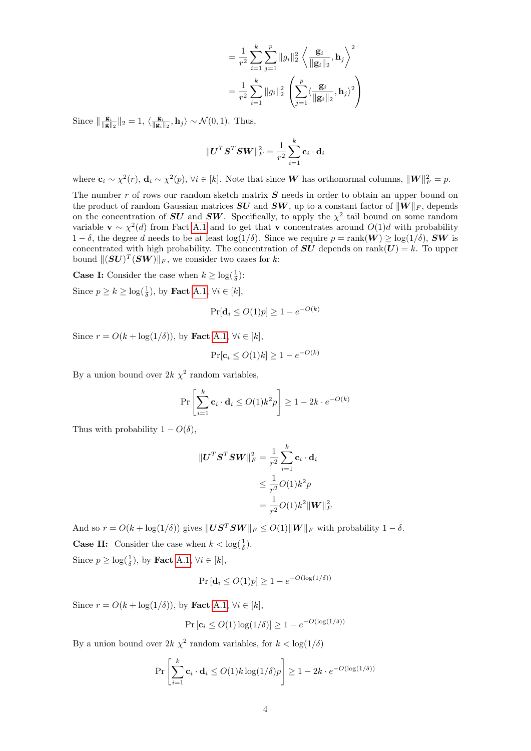$$= \frac{1}{r^2}\sum_{i=1}^{k}\sum_{j=1}^{p}\|g_i\|_2^2\left\langle\frac{\mathbf{g}_i}{\|\mathbf{g}_i\|_2},\mathbf{h}_j\right\rangle^2$$

$$= \frac{1}{r^2}\sum_{i=1}^{k}\|g_i\|_2^2\left(\sum_{j=1}^{p}\langle\frac{\mathbf{g}_i}{\|\mathbf{g}_i\|_2},\mathbf{h}_j\rangle^2\right)$$

Since $\|\frac{\mathbf{g}_i}{\|\mathbf{g}\|_2}\|_2 = 1$, $\langle\frac{\mathbf{g}_i}{\|\mathbf{g}_i\|_2},\mathbf{h}_j\rangle \sim \mathcal{N}(0,1)$. Thus,

$$\|\boldsymbol{U}^T\boldsymbol{S}^T\boldsymbol{S}\boldsymbol{W}\|_F^2 = \frac{1}{r^2}\sum_{i=1}^{k}\mathbf{c}_i\cdot\mathbf{d}_i$$

where $\mathbf{c}_i \sim \chi^2(r)$, $\mathbf{d}_i \sim \chi^2(p)$, $\forall i \in [k]$. Note that since $\boldsymbol{W}$ has orthonormal columns, $\|\boldsymbol{W}\|_F^2 = p$.

The number $r$ of rows our random sketch matrix $\boldsymbol{S}$ needs in order to obtain an upper bound on the product of random Gaussian matrices $\boldsymbol{SU}$ and $\boldsymbol{SW}$, up to a constant factor of $\|\boldsymbol{W}\|_F$, depends on the concentration of $\boldsymbol{SU}$ and $\boldsymbol{SW}$. Specifically, to apply the $\chi^2$ tail bound on some random variable $\mathbf{v} \sim \chi^2(d)$ from Fact A.1 and to get that $\mathbf{v}$ concentrates around $O(1)d$ with probability $1-\delta$, the degree $d$ needs to be at least $\log(1/\delta)$. Since we require $p = \text{rank}(\boldsymbol{W}) \geq \log(1/\delta)$, $\boldsymbol{SW}$ is concentrated with high probability. The concentration of $\boldsymbol{SU}$ depends on $\text{rank}(\boldsymbol{U}) = k$. To upper bound $\|(\boldsymbol{SU})^T(\boldsymbol{SW})\|_F$, we consider two cases for $k$:

**Case I:** Consider the case when $k \geq \log(\frac{1}{\delta})$:

Since $p \geq k \geq \log(\frac{1}{\delta})$, by **Fact** A.1, $\forall i \in [k]$,

$$\Pr[\mathbf{d}_i \leq O(1)p] \geq 1 - e^{-O(k)}$$

Since $r = O(k + \log(1/\delta))$, by **Fact** A.1, $\forall i \in [k]$,

$$\Pr[\mathbf{c}_i \leq O(1)k] \geq 1 - e^{-O(k)}$$

By a union bound over $2k$ $\chi^2$ random variables,

$$\Pr\left[\sum_{i=1}^{k}\mathbf{c}_i\cdot\mathbf{d}_i \leq O(1)k^2p\right] \geq 1 - 2k\cdot e^{-O(k)}$$

Thus with probability $1 - O(\delta)$,

$$\begin{aligned}\|\boldsymbol{U}^T\boldsymbol{S}^T\boldsymbol{S}\boldsymbol{W}\|_F^2 &= \frac{1}{r^2}\sum_{i=1}^{k}\mathbf{c}_i\cdot\mathbf{d}_i \\ &\leq \frac{1}{r^2}O(1)k^2p \\ &= \frac{1}{r^2}O(1)k^2\|\boldsymbol{W}\|_F^2\end{aligned}$$

And so $r = O(k + \log(1/\delta))$ gives $\|\boldsymbol{U}\boldsymbol{S}^T\boldsymbol{S}\boldsymbol{W}\|_F \leq O(1)\|\boldsymbol{W}\|_F$ with probability $1-\delta$.

**Case II:** Consider the case when $k < \log(\frac{1}{\delta})$.

Since $p \geq \log(\frac{1}{\delta})$, by **Fact** A.1, $\forall i \in [k]$,

$$\Pr[\mathbf{d}_i \leq O(1)p] \geq 1 - e^{-O(\log(1/\delta))}$$

Since $r = O(k + \log(1/\delta))$, by **Fact** A.1, $\forall i \in [k]$,

$$\Pr[\mathbf{c}_i \leq O(1)\log(1/\delta)] \geq 1 - e^{-O(\log(1/\delta))}$$

By a union bound over $2k$ $\chi^2$ random variables, for $k < \log(1/\delta)$

$$\Pr\left[\sum_{i=1}^{k}\mathbf{c}_i\cdot\mathbf{d}_i \leq O(1)k\log(1/\delta)p\right] \geq 1 - 2k\cdot e^{-O(\log(1/\delta))}$$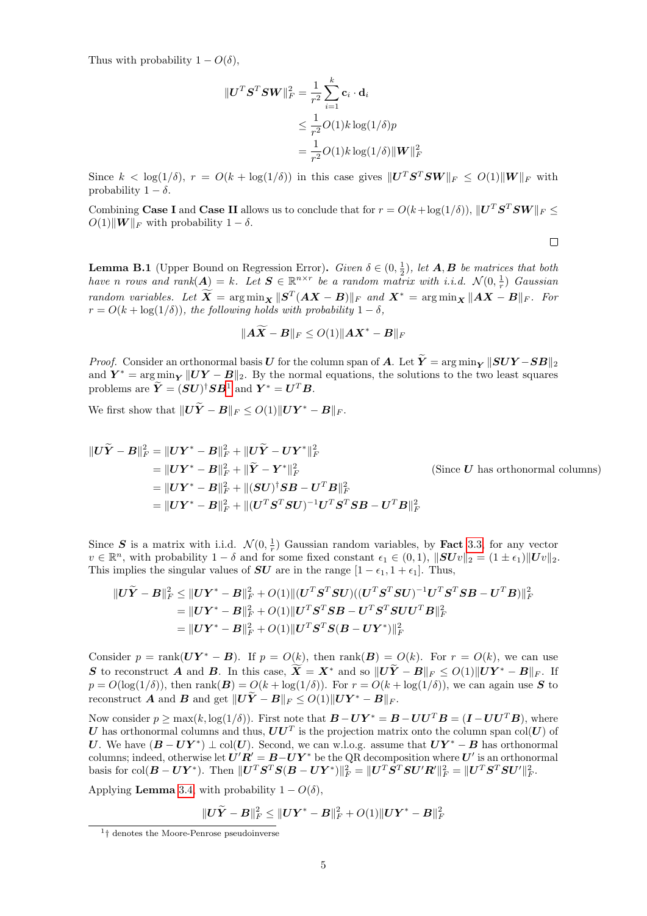Thus with probability $1 - O(\delta)$,

$$\begin{aligned}
\|\boldsymbol{U}^T \boldsymbol{S}^T \boldsymbol{S} \boldsymbol{W}\|_F^2 &= \frac{1}{r^2} \sum_{i=1}^{k} \mathbf{c}_i \cdot \mathbf{d}_i \\
&\leq \frac{1}{r^2} O(1) k \log(1/\delta) p \\
&= \frac{1}{r^2} O(1) k \log(1/\delta) \|\boldsymbol{W}\|_F^2
\end{aligned}$$

Since $k < \log(1/\delta)$, $r = O(k + \log(1/\delta))$ in this case gives $\|\boldsymbol{U}^T \boldsymbol{S}^T \boldsymbol{S} \boldsymbol{W}\|_F \leq O(1)\|\boldsymbol{W}\|_F$ with probability $1 - \delta$.

Combining **Case I** and **Case II** allows us to conclude that for $r = O(k + \log(1/\delta))$, $\|\boldsymbol{U}^T \boldsymbol{S}^T \boldsymbol{S} \boldsymbol{W}\|_F \leq O(1)\|\boldsymbol{W}\|_F$ with probability $1 - \delta$.

∎

**Lemma B.1** (Upper Bound on Regression Error)**.** *Given $\delta \in (0, \frac{1}{2})$, let $\boldsymbol{A}, \boldsymbol{B}$ be matrices that both have $n$ rows and rank$(\boldsymbol{A}) = k$. Let $\boldsymbol{S} \in \mathbb{R}^{n \times r}$ be a random matrix with i.i.d. $\mathcal{N}(0, \frac{1}{r})$ Gaussian random variables. Let $\widetilde{\boldsymbol{X}} = \arg\min_{\boldsymbol{X}} \|\boldsymbol{S}^T(\boldsymbol{A}\boldsymbol{X} - \boldsymbol{B})\|_F$ and $\boldsymbol{X}^* = \arg\min_{\boldsymbol{X}} \|\boldsymbol{A}\boldsymbol{X} - \boldsymbol{B}\|_F$. For $r = O(k + \log(1/\delta))$, the following holds with probability $1 - \delta$,*

$$\|\boldsymbol{A}\widetilde{\boldsymbol{X}} - \boldsymbol{B}\|_F \leq O(1)\|\boldsymbol{A}\boldsymbol{X}^* - \boldsymbol{B}\|_F$$

*Proof.* Consider an orthonormal basis $\boldsymbol{U}$ for the column span of $\boldsymbol{A}$. Let $\widetilde{\boldsymbol{Y}} = \arg\min_{\boldsymbol{Y}} \|\boldsymbol{S}\boldsymbol{U}\boldsymbol{Y} - \boldsymbol{S}\boldsymbol{B}\|_2$ and $\boldsymbol{Y}^* = \arg\min_{\boldsymbol{Y}} \|\boldsymbol{U}\boldsymbol{Y} - \boldsymbol{B}\|_2$. By the normal equations, the solutions to the two least squares problems are $\widetilde{\boldsymbol{Y}} = (\boldsymbol{S}\boldsymbol{U})^\dagger \boldsymbol{S}\boldsymbol{B}$[1] and $\boldsymbol{Y}^* = \boldsymbol{U}^T\boldsymbol{B}$.

We first show that $\|\boldsymbol{U}\widetilde{\boldsymbol{Y}} - \boldsymbol{B}\|_F \leq O(1)\|\boldsymbol{U}\boldsymbol{Y}^* - \boldsymbol{B}\|_F$.

$$\begin{aligned}
\|\boldsymbol{U}\widetilde{\boldsymbol{Y}} - \boldsymbol{B}\|_F^2 &= \|\boldsymbol{U}\boldsymbol{Y}^* - \boldsymbol{B}\|_F^2 + \|\boldsymbol{U}\widetilde{\boldsymbol{Y}} - \boldsymbol{U}\boldsymbol{Y}^*\|_F^2 \\
&= \|\boldsymbol{U}\boldsymbol{Y}^* - \boldsymbol{B}\|_F^2 + \|\widetilde{\boldsymbol{Y}} - \boldsymbol{Y}^*\|_F^2 && \text{(Since } \boldsymbol{U} \text{ has orthonormal columns)} \\
&= \|\boldsymbol{U}\boldsymbol{Y}^* - \boldsymbol{B}\|_F^2 + \|(\boldsymbol{S}\boldsymbol{U})^\dagger \boldsymbol{S}\boldsymbol{B} - \boldsymbol{U}^T\boldsymbol{B}\|_F^2 \\
&= \|\boldsymbol{U}\boldsymbol{Y}^* - \boldsymbol{B}\|_F^2 + \|(\boldsymbol{U}^T\boldsymbol{S}^T\boldsymbol{S}\boldsymbol{U})^{-1}\boldsymbol{U}^T\boldsymbol{S}^T\boldsymbol{S}\boldsymbol{B} - \boldsymbol{U}^T\boldsymbol{B}\|_F^2
\end{aligned}$$

Since $\boldsymbol{S}$ is a matrix with i.i.d. $\mathcal{N}(0, \frac{1}{r})$ Gaussian random variables, by **Fact** 3.3 for any vector $v \in \mathbb{R}^n$, with probability $1 - \delta$ and for some fixed constant $\epsilon_1 \in (0, 1)$, $\|\boldsymbol{S}\boldsymbol{U}v\|_2 = (1 \pm \epsilon_1)\|\boldsymbol{U}v\|_2$. This implies the singular values of $\boldsymbol{S}\boldsymbol{U}$ are in the range $[1 - \epsilon_1, 1 + \epsilon_1]$. Thus,

$$\begin{aligned}
\|\boldsymbol{U}\widetilde{\boldsymbol{Y}} - \boldsymbol{B}\|_F^2 &\leq \|\boldsymbol{U}\boldsymbol{Y}^* - \boldsymbol{B}\|_F^2 + O(1)\|(\boldsymbol{U}^T\boldsymbol{S}^T\boldsymbol{S}\boldsymbol{U})((\boldsymbol{U}^T\boldsymbol{S}^T\boldsymbol{S}\boldsymbol{U})^{-1}\boldsymbol{U}^T\boldsymbol{S}^T\boldsymbol{S}\boldsymbol{B} - \boldsymbol{U}^T\boldsymbol{B})\|_F^2 \\
&= \|\boldsymbol{U}\boldsymbol{Y}^* - \boldsymbol{B}\|_F^2 + O(1)\|\boldsymbol{U}^T\boldsymbol{S}^T\boldsymbol{S}\boldsymbol{B} - \boldsymbol{U}^T\boldsymbol{S}^T\boldsymbol{S}\boldsymbol{U}\boldsymbol{U}^T\boldsymbol{B}\|_F^2 \\
&= \|\boldsymbol{U}\boldsymbol{Y}^* - \boldsymbol{B}\|_F^2 + O(1)\|\boldsymbol{U}^T\boldsymbol{S}^T\boldsymbol{S}(\boldsymbol{B} - \boldsymbol{U}\boldsymbol{Y}^*)\|_F^2
\end{aligned}$$

Consider $p = \text{rank}(\boldsymbol{U}\boldsymbol{Y}^* - \boldsymbol{B})$. If $p = O(k)$, then rank$(\boldsymbol{B}) = O(k)$. For $r = O(k)$, we can use $\boldsymbol{S}$ to reconstruct $\boldsymbol{A}$ and $\boldsymbol{B}$. In this case, $\widetilde{\boldsymbol{X}} = \boldsymbol{X}^*$ and so $\|\boldsymbol{U}\widetilde{\boldsymbol{Y}} - \boldsymbol{B}\|_F \leq O(1)\|\boldsymbol{U}\boldsymbol{Y}^* - \boldsymbol{B}\|_F$. If $p = O(\log(1/\delta))$, then rank$(\boldsymbol{B}) = O(k + \log(1/\delta))$. For $r = O(k + \log(1/\delta))$, we can again use $\boldsymbol{S}$ to reconstruct $\boldsymbol{A}$ and $\boldsymbol{B}$ and get $\|\boldsymbol{U}\widetilde{\boldsymbol{Y}} - \boldsymbol{B}\|_F \leq O(1)\|\boldsymbol{U}\boldsymbol{Y}^* - \boldsymbol{B}\|_F$.

Now consider $p \geq \max(k, \log(1/\delta))$. First note that $\boldsymbol{B} - \boldsymbol{U}\boldsymbol{Y}^* = \boldsymbol{B} - \boldsymbol{U}\boldsymbol{U}^T\boldsymbol{B} = (\boldsymbol{I} - \boldsymbol{U}\boldsymbol{U}^T\boldsymbol{B})$, where $\boldsymbol{U}$ has orthonormal columns and thus, $\boldsymbol{U}\boldsymbol{U}^T$ is the projection matrix onto the column span col$(\boldsymbol{U})$ of $\boldsymbol{U}$. We have $(\boldsymbol{B} - \boldsymbol{U}\boldsymbol{Y}^*) \perp \text{col}(\boldsymbol{U})$. Second, we can w.l.o.g. assume that $\boldsymbol{U}\boldsymbol{Y}^* - \boldsymbol{B}$ has orthonormal columns; indeed, otherwise let $\boldsymbol{U}'\boldsymbol{R}' = \boldsymbol{B} - \boldsymbol{U}\boldsymbol{Y}^*$ be the QR decomposition where $\boldsymbol{U}'$ is an orthonormal basis for col$(\boldsymbol{B} - \boldsymbol{U}\boldsymbol{Y}^*)$. Then $\|\boldsymbol{U}^T\boldsymbol{S}^T\boldsymbol{S}(\boldsymbol{B} - \boldsymbol{U}\boldsymbol{Y}^*)\|_F^2 = \|\boldsymbol{U}^T\boldsymbol{S}^T\boldsymbol{S}\boldsymbol{U}'\boldsymbol{R}'\|_F^2 = \|\boldsymbol{U}^T\boldsymbol{S}^T\boldsymbol{S}\boldsymbol{U}'\|_F^2$.

Applying **Lemma** 3.4, with probability $1 - O(\delta)$,

$$\|\boldsymbol{U}\widetilde{\boldsymbol{Y}} - \boldsymbol{B}\|_F^2 \leq \|\boldsymbol{U}\boldsymbol{Y}^* - \boldsymbol{B}\|_F^2 + O(1)\|\boldsymbol{U}\boldsymbol{Y}^* - \boldsymbol{B}\|_F^2$$

---

[1] † denotes the Moore-Penrose pseudoinverse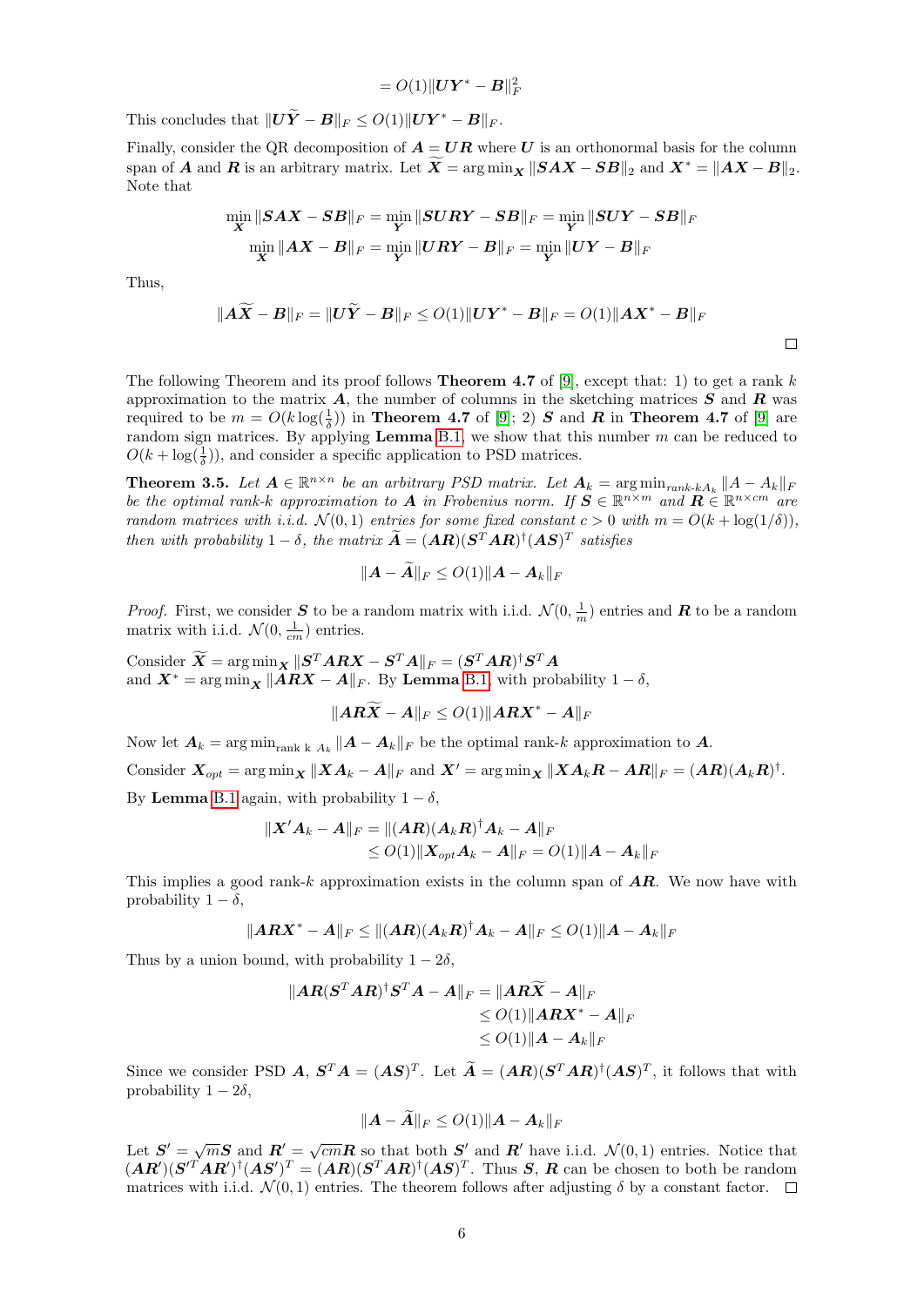$$= O(1)\|\boldsymbol{U}\boldsymbol{Y}^* - \boldsymbol{B}\|_F^2$$

This concludes that $\|\boldsymbol{U}\widetilde{\boldsymbol{Y}} - \boldsymbol{B}\|_F \leq O(1)\|\boldsymbol{U}\boldsymbol{Y}^* - \boldsymbol{B}\|_F$.

Finally, consider the QR decomposition of $\boldsymbol{A} = \boldsymbol{U}\boldsymbol{R}$ where $\boldsymbol{U}$ is an orthonormal basis for the column span of $\boldsymbol{A}$ and $\boldsymbol{R}$ is an arbitrary matrix. Let $\widetilde{\boldsymbol{X}} = \arg\min_{\boldsymbol{X}} \|\boldsymbol{S}\boldsymbol{A}\boldsymbol{X} - \boldsymbol{S}\boldsymbol{B}\|_2$ and $\boldsymbol{X}^* = \|\boldsymbol{A}\boldsymbol{X} - \boldsymbol{B}\|_2$. Note that

$$\min_{\boldsymbol{X}} \|\boldsymbol{S}\boldsymbol{A}\boldsymbol{X} - \boldsymbol{S}\boldsymbol{B}\|_F = \min_{\boldsymbol{Y}} \|\boldsymbol{S}\boldsymbol{U}\boldsymbol{R}\boldsymbol{Y} - \boldsymbol{S}\boldsymbol{B}\|_F = \min_{\boldsymbol{Y}} \|\boldsymbol{S}\boldsymbol{U}\boldsymbol{Y} - \boldsymbol{S}\boldsymbol{B}\|_F$$

$$\min_{\boldsymbol{X}} \|\boldsymbol{A}\boldsymbol{X} - \boldsymbol{B}\|_F = \min_{\boldsymbol{Y}} \|\boldsymbol{U}\boldsymbol{R}\boldsymbol{Y} - \boldsymbol{B}\|_F = \min_{\boldsymbol{Y}} \|\boldsymbol{U}\boldsymbol{Y} - \boldsymbol{B}\|_F$$

Thus,

$$\|\boldsymbol{A}\widetilde{\boldsymbol{X}} - \boldsymbol{B}\|_F = \|\boldsymbol{U}\widetilde{\boldsymbol{Y}} - \boldsymbol{B}\|_F \leq O(1)\|\boldsymbol{U}\boldsymbol{Y}^* - \boldsymbol{B}\|_F = O(1)\|\boldsymbol{A}\boldsymbol{X}^* - \boldsymbol{B}\|_F$$

□

The following Theorem and its proof follows **Theorem 4.7** of [9], except that: 1) to get a rank $k$ approximation to the matrix $\boldsymbol{A}$, the number of columns in the sketching matrices $\boldsymbol{S}$ and $\boldsymbol{R}$ was required to be $m = O(k\log(\frac{1}{\delta}))$ in **Theorem 4.7** of [9]; 2) $\boldsymbol{S}$ and $\boldsymbol{R}$ in **Theorem 4.7** of [9] are random sign matrices. By applying **Lemma** B.1, we show that this number $m$ can be reduced to $O(k + \log(\frac{1}{\delta}))$, and consider a specific application to PSD matrices.

**Theorem 3.5.** *Let $\boldsymbol{A} \in \mathbb{R}^{n\times n}$ be an arbitrary PSD matrix. Let $\boldsymbol{A}_k = \arg\min_{rank\text{-}k A_k} \|A - A_k\|_F$ be the optimal rank-$k$ approximation to $\boldsymbol{A}$ in Frobenius norm. If $\boldsymbol{S} \in \mathbb{R}^{n\times m}$ and $\boldsymbol{R} \in \mathbb{R}^{n\times cm}$ are random matrices with i.i.d. $\mathcal{N}(0,1)$ entries for some fixed constant $c > 0$ with $m = O(k + \log(1/\delta))$, then with probability $1-\delta$, the matrix $\widetilde{\boldsymbol{A}} = (\boldsymbol{A}\boldsymbol{R})(\boldsymbol{S}^T\boldsymbol{A}\boldsymbol{R})^\dagger(\boldsymbol{A}\boldsymbol{S})^T$ satisfies*

$$\|\boldsymbol{A} - \widetilde{\boldsymbol{A}}\|_F \leq O(1)\|\boldsymbol{A} - \boldsymbol{A}_k\|_F$$

*Proof.* First, we consider $\boldsymbol{S}$ to be a random matrix with i.i.d. $\mathcal{N}(0, \frac{1}{m})$ entries and $\boldsymbol{R}$ to be a random matrix with i.i.d. $\mathcal{N}(0, \frac{1}{cm})$ entries.

Consider $\widetilde{\boldsymbol{X}} = \arg\min_{\boldsymbol{X}} \|\boldsymbol{S}^T\boldsymbol{A}\boldsymbol{R}\boldsymbol{X} - \boldsymbol{S}^T\boldsymbol{A}\|_F = (\boldsymbol{S}^T\boldsymbol{A}\boldsymbol{R})^\dagger\boldsymbol{S}^T\boldsymbol{A}$
and $\boldsymbol{X}^* = \arg\min_{\boldsymbol{X}} \|\boldsymbol{A}\boldsymbol{R}\boldsymbol{X} - \boldsymbol{A}\|_F$. By **Lemma** B.1, with probability $1-\delta$,

$$\|\boldsymbol{A}\boldsymbol{R}\widetilde{\boldsymbol{X}} - \boldsymbol{A}\|_F \leq O(1)\|\boldsymbol{A}\boldsymbol{R}\boldsymbol{X}^* - \boldsymbol{A}\|_F$$

Now let $\boldsymbol{A}_k = \arg\min_{\text{rank k } A_k} \|\boldsymbol{A} - \boldsymbol{A}_k\|_F$ be the optimal rank-$k$ approximation to $\boldsymbol{A}$.

Consider $\boldsymbol{X}_{opt} = \arg\min_{\boldsymbol{X}} \|\boldsymbol{X}\boldsymbol{A}_k - \boldsymbol{A}\|_F$ and $\boldsymbol{X}' = \arg\min_{\boldsymbol{X}} \|\boldsymbol{X}\boldsymbol{A}_k\boldsymbol{R} - \boldsymbol{A}\boldsymbol{R}\|_F = (\boldsymbol{A}\boldsymbol{R})(\boldsymbol{A}_k\boldsymbol{R})^\dagger$.

By **Lemma** B.1 again, with probability $1-\delta$,

$$\begin{aligned}\|\boldsymbol{X}'\boldsymbol{A}_k - \boldsymbol{A}\|_F &= \|(\boldsymbol{A}\boldsymbol{R})(\boldsymbol{A}_k\boldsymbol{R})^\dagger\boldsymbol{A}_k - \boldsymbol{A}\|_F \\ &\leq O(1)\|\boldsymbol{X}_{opt}\boldsymbol{A}_k - \boldsymbol{A}\|_F = O(1)\|\boldsymbol{A} - \boldsymbol{A}_k\|_F\end{aligned}$$

This implies a good rank-$k$ approximation exists in the column span of $\boldsymbol{A}\boldsymbol{R}$. We now have with probability $1-\delta$,

$$\|\boldsymbol{A}\boldsymbol{R}\boldsymbol{X}^* - \boldsymbol{A}\|_F \leq \|(\boldsymbol{A}\boldsymbol{R})(\boldsymbol{A}_k\boldsymbol{R})^\dagger\boldsymbol{A}_k - \boldsymbol{A}\|_F \leq O(1)\|\boldsymbol{A} - \boldsymbol{A}_k\|_F$$

Thus by a union bound, with probability $1-2\delta$,

$$\begin{aligned}\|\boldsymbol{A}\boldsymbol{R}(\boldsymbol{S}^T\boldsymbol{A}\boldsymbol{R})^\dagger\boldsymbol{S}^T\boldsymbol{A} - \boldsymbol{A}\|_F &= \|\boldsymbol{A}\boldsymbol{R}\widetilde{\boldsymbol{X}} - \boldsymbol{A}\|_F \\ &\leq O(1)\|\boldsymbol{A}\boldsymbol{R}\boldsymbol{X}^* - \boldsymbol{A}\|_F \\ &\leq O(1)\|\boldsymbol{A} - \boldsymbol{A}_k\|_F\end{aligned}$$

Since we consider PSD $\boldsymbol{A}$, $\boldsymbol{S}^T\boldsymbol{A} = (\boldsymbol{A}\boldsymbol{S})^T$. Let $\widetilde{\boldsymbol{A}} = (\boldsymbol{A}\boldsymbol{R})(\boldsymbol{S}^T\boldsymbol{A}\boldsymbol{R})^\dagger(\boldsymbol{A}\boldsymbol{S})^T$, it follows that with probability $1-2\delta$,

$$\|\boldsymbol{A} - \widetilde{\boldsymbol{A}}\|_F \leq O(1)\|\boldsymbol{A} - \boldsymbol{A}_k\|_F$$

Let $\boldsymbol{S}' = \sqrt{m}\boldsymbol{S}$ and $\boldsymbol{R}' = \sqrt{cm}\boldsymbol{R}$ so that both $\boldsymbol{S}'$ and $\boldsymbol{R}'$ have i.i.d. $\mathcal{N}(0,1)$ entries. Notice that $(\boldsymbol{A}\boldsymbol{R}')(\boldsymbol{S}'^T\boldsymbol{A}\boldsymbol{R}')^\dagger(\boldsymbol{A}\boldsymbol{S}')^T = (\boldsymbol{A}\boldsymbol{R})(\boldsymbol{S}^T\boldsymbol{A}\boldsymbol{R})^\dagger(\boldsymbol{A}\boldsymbol{S})^T$. Thus $\boldsymbol{S}$, $\boldsymbol{R}$ can be chosen to both be random matrices with i.i.d. $\mathcal{N}(0,1)$ entries. The theorem follows after adjusting $\delta$ by a constant factor. □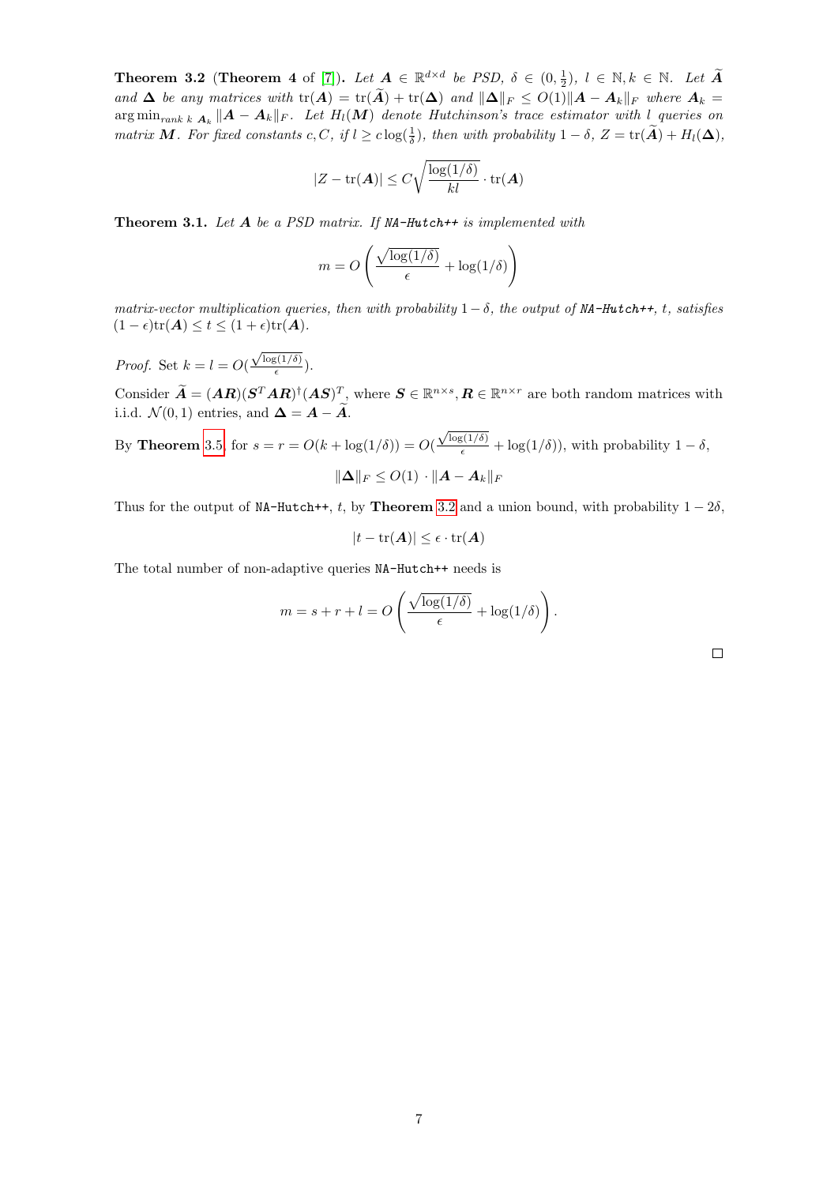**Theorem 3.2** (**Theorem 4** of [7])**.** *Let $\boldsymbol{A} \in \mathbb{R}^{d\times d}$ be PSD, $\delta \in (0, \frac{1}{2})$, $l \in \mathbb{N}, k \in \mathbb{N}$. Let $\widetilde{\boldsymbol{A}}$ and $\boldsymbol{\Delta}$ be any matrices with $\mathrm{tr}(\boldsymbol{A}) = \mathrm{tr}(\widetilde{\boldsymbol{A}}) + \mathrm{tr}(\boldsymbol{\Delta})$ and $\|\boldsymbol{\Delta}\|_F \leq O(1)\|\boldsymbol{A} - \boldsymbol{A}_k\|_F$ where $\boldsymbol{A}_k = \arg\min_{rank\ k\ \boldsymbol{A}_k} \|\boldsymbol{A} - \boldsymbol{A}_k\|_F$. Let $H_l(\boldsymbol{M})$ denote Hutchinson's trace estimator with $l$ queries on matrix $\boldsymbol{M}$. For fixed constants $c, C$, if $l \geq c\log(\frac{1}{\delta})$, then with probability $1-\delta$, $Z = \mathrm{tr}(\widetilde{\boldsymbol{A}}) + H_l(\boldsymbol{\Delta})$,*

$$|Z - \mathrm{tr}(\boldsymbol{A})| \leq C\sqrt{\frac{\log(1/\delta)}{kl}} \cdot \mathrm{tr}(\boldsymbol{A})$$

**Theorem 3.1.** *Let $\boldsymbol{A}$ be a PSD matrix. If NA-Hutch++ is implemented with*

$$m = O\left(\frac{\sqrt{\log(1/\delta)}}{\epsilon} + \log(1/\delta)\right)$$

*matrix-vector multiplication queries, then with probability $1-\delta$, the output of NA-Hutch++, $t$, satisfies $(1-\epsilon)\mathrm{tr}(\boldsymbol{A}) \leq t \leq (1+\epsilon)\mathrm{tr}(\boldsymbol{A})$.*

*Proof.* Set $k = l = O(\frac{\sqrt{\log(1/\delta)}}{\epsilon})$.

Consider $\widetilde{\boldsymbol{A}} = (\boldsymbol{A}\boldsymbol{R})(\boldsymbol{S}^T\boldsymbol{A}\boldsymbol{R})^{\dagger}(\boldsymbol{A}\boldsymbol{S})^T$, where $\boldsymbol{S} \in \mathbb{R}^{n\times s}, \boldsymbol{R} \in \mathbb{R}^{n\times r}$ are both random matrices with i.i.d. $\mathcal{N}(0,1)$ entries, and $\boldsymbol{\Delta} = \boldsymbol{A} - \widetilde{\boldsymbol{A}}$.

By **Theorem** 3.5, for $s = r = O(k + \log(1/\delta)) = O(\frac{\sqrt{\log(1/\delta)}}{\epsilon} + \log(1/\delta))$, with probability $1-\delta$,

$$\|\boldsymbol{\Delta}\|_F \leq O(1) \cdot \|\boldsymbol{A} - \boldsymbol{A}_k\|_F$$

Thus for the output of NA-Hutch++, $t$, by **Theorem** 3.2 and a union bound, with probability $1-2\delta$,

$$|t - \mathrm{tr}(\boldsymbol{A})| \leq \epsilon \cdot \mathrm{tr}(\boldsymbol{A})$$

The total number of non-adaptive queries NA-Hutch++ needs is

$$m = s + r + l = O\left(\frac{\sqrt{\log(1/\delta)}}{\epsilon} + \log(1/\delta)\right).$$

$\square$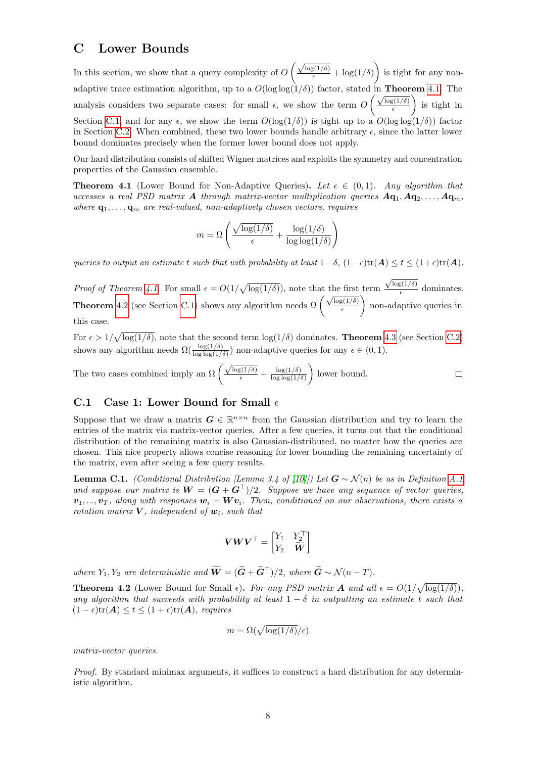# C Lower Bounds

In this section, we show that a query complexity of $O\left(\frac{\sqrt{\log(1/\delta)}}{\epsilon} + \log(1/\delta)\right)$ is tight for any non-adaptive trace estimation algorithm, up to a $O(\log\log(1/\delta))$ factor, stated in **Theorem** 4.1. The analysis considers two separate cases: for small $\epsilon$, we show the term $O\left(\frac{\sqrt{\log(1/\delta)}}{\epsilon}\right)$ is tight in Section C.1, and for any $\epsilon$, we show the term $O(\log(1/\delta))$ is tight up to a $O(\log\log(1/\delta))$ factor in Section C.2. When combined, these two lower bounds handle arbitrary $\epsilon$, since the latter lower bound dominates precisely when the former lower bound does not apply.

Our hard distribution consists of shifted Wigner matrices and exploits the symmetry and concentration properties of the Gaussian ensemble.

**Theorem 4.1** (Lower Bound for Non-Adaptive Queries)**.** *Let $\epsilon \in (0, 1)$. Any algorithm that accesses a real PSD matrix $\boldsymbol{A}$ through matrix-vector multiplication queries $\boldsymbol{A}\mathbf{q}_1, \boldsymbol{A}\mathbf{q}_2, \ldots, \boldsymbol{A}\mathbf{q}_m$, where $\mathbf{q}_1, \ldots, \mathbf{q}_m$ are real-valued, non-adaptively chosen vectors, requires*

$$m = \Omega\left(\frac{\sqrt{\log(1/\delta)}}{\epsilon} + \frac{\log(1/\delta)}{\log\log(1/\delta)}\right)$$

*queries to output an estimate $t$ such that with probability at least $1-\delta$, $(1-\epsilon)\mathrm{tr}(\boldsymbol{A}) \le t \le (1+\epsilon)\mathrm{tr}(\boldsymbol{A})$.*

*Proof of Theorem 4.1.* For small $\epsilon = O(1/\sqrt{\log(1/\delta)})$, note that the first term $\frac{\sqrt{\log(1/\delta)}}{\epsilon}$ dominates. **Theorem** 4.2 (see Section C.1) shows any algorithm needs $\Omega\left(\frac{\sqrt{\log(1/\delta)}}{\epsilon}\right)$ non-adaptive queries in this case.

For $\epsilon > 1/\sqrt{\log(1/\delta)}$, note that the second term $\log(1/\delta)$ dominates. **Theorem** 4.3 (see Section C.2) shows any algorithm needs $\Omega(\frac{\log(1/\delta)}{\log\log(1/\delta)})$ non-adaptive queries for any $\epsilon \in (0, 1)$.

The two cases combined imply an $\Omega\left(\frac{\sqrt{\log(1/\delta)}}{\epsilon} + \frac{\log(1/\delta)}{\log\log(1/\delta)}\right)$ lower bound. □

## C.1 Case 1: Lower Bound for Small $\epsilon$

Suppose that we draw a matrix $\boldsymbol{G} \in \mathbb{R}^{n\times n}$ from the Gaussian distribution and try to learn the entries of the matrix via matrix-vector queries. After a few queries, it turns out that the conditional distribution of the remaining matrix is also Gaussian-distributed, no matter how the queries are chosen. This nice property allows concise reasoning for lower bounding the remaining uncertainty of the matrix, even after seeing a few query results.

**Lemma C.1.** *(Conditional Distribution [Lemma 3.4 of [10]]) Let $\boldsymbol{G} \sim \mathcal{N}(n)$ be as in Definition A.1 and suppose our matrix is $\boldsymbol{W} = (\boldsymbol{G} + \boldsymbol{G}^\top)/2$. Suppose we have any sequence of vector queries, $\boldsymbol{v}_1, \ldots, \boldsymbol{v}_T$, along with responses $\boldsymbol{w}_i = \boldsymbol{W}\boldsymbol{v}_i$. Then, conditioned on our observations, there exists a rotation matrix $\boldsymbol{V}$, independent of $\boldsymbol{w}_i$, such that*

$$\boldsymbol{V}\boldsymbol{W}\boldsymbol{V}^\top = \begin{bmatrix} Y_1 & Y_2^\top \\ Y_2 & \widetilde{\boldsymbol{W}} \end{bmatrix}$$

*where $Y_1, Y_2$ are deterministic and $\widetilde{\boldsymbol{W}} = (\widetilde{\boldsymbol{G}} + \widetilde{\boldsymbol{G}}^\top)/2$, where $\widetilde{\boldsymbol{G}} \sim \mathcal{N}(n-T)$.*

**Theorem 4.2** (Lower Bound for Small $\epsilon$)**.** *For any PSD matrix $\boldsymbol{A}$ and all $\epsilon = O(1/\sqrt{\log(1/\delta)})$, any algorithm that succeeds with probability at least $1-\delta$ in outputting an estimate $t$ such that $(1-\epsilon)\mathrm{tr}(\boldsymbol{A}) \le t \le (1+\epsilon)\mathrm{tr}(\boldsymbol{A})$, requires*

$$m = \Omega(\sqrt{\log(1/\delta)}/\epsilon)$$

*matrix-vector queries.*

*Proof.* By standard minimax arguments, it suffices to construct a hard distribution for any deterministic algorithm.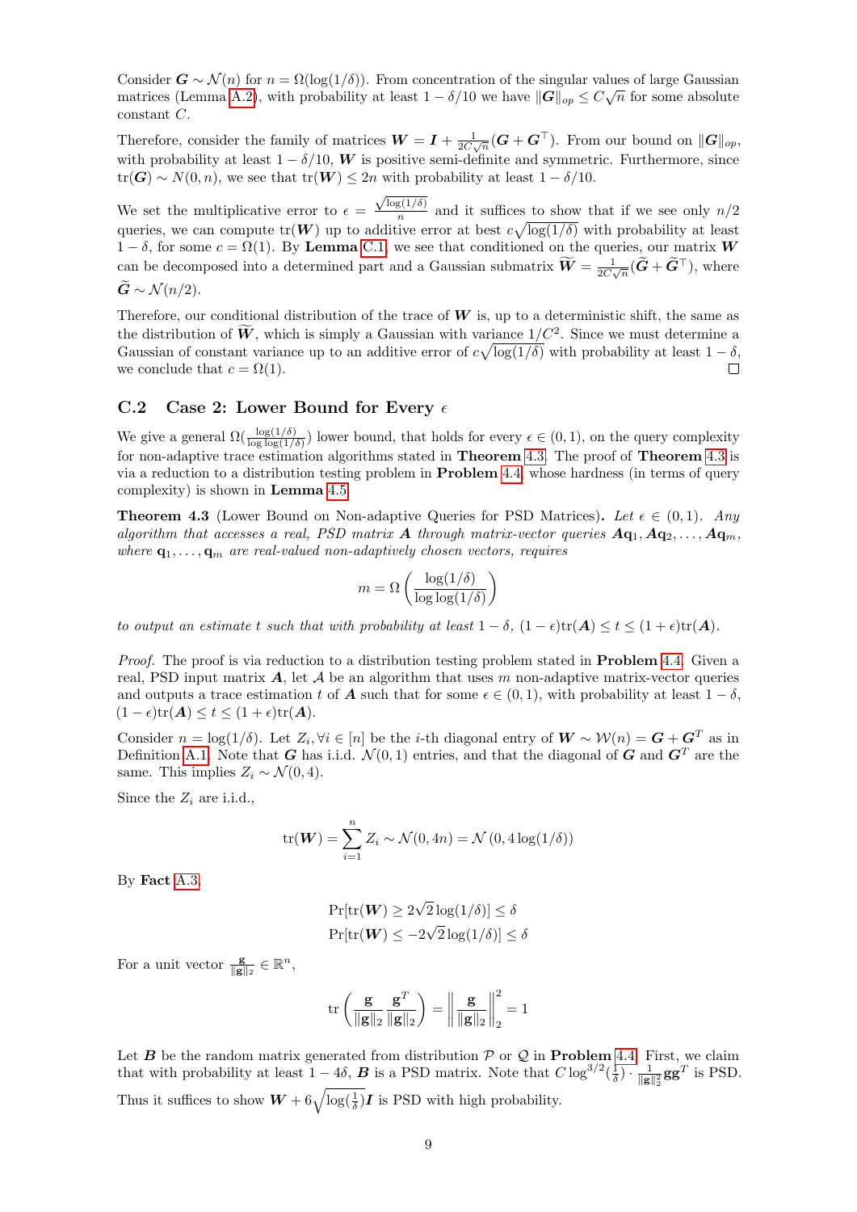Consider $\boldsymbol{G} \sim \mathcal{N}(n)$ for $n = \Omega(\log(1/\delta))$. From concentration of the singular values of large Gaussian matrices (Lemma A.2), with probability at least $1 - \delta/10$ we have $\|\boldsymbol{G}\|_{op} \leq C\sqrt{n}$ for some absolute constant $C$.

Therefore, consider the family of matrices $\boldsymbol{W} = \boldsymbol{I} + \frac{1}{2C\sqrt{n}}(\boldsymbol{G} + \boldsymbol{G}^\top)$. From our bound on $\|\boldsymbol{G}\|_{op}$, with probability at least $1 - \delta/10$, $\boldsymbol{W}$ is positive semi-definite and symmetric. Furthermore, since $\text{tr}(\boldsymbol{G}) \sim N(0, n)$, we see that $\text{tr}(\boldsymbol{W}) \leq 2n$ with probability at least $1 - \delta/10$.

We set the multiplicative error to $\epsilon = \frac{\sqrt{\log(1/\delta)}}{n}$ and it suffices to show that if we see only $n/2$ queries, we can compute $\text{tr}(\boldsymbol{W})$ up to additive error at best $c\sqrt{\log(1/\delta)}$ with probability at least $1 - \delta$, for some $c = \Omega(1)$. By **Lemma** C.1, we see that conditioned on the queries, our matrix $\boldsymbol{W}$ can be decomposed into a determined part and a Gaussian submatrix $\widetilde{\boldsymbol{W}} = \frac{1}{2C\sqrt{n}}(\widetilde{\boldsymbol{G}} + \widetilde{\boldsymbol{G}}^\top)$, where $\widetilde{\boldsymbol{G}} \sim \mathcal{N}(n/2)$.

Therefore, our conditional distribution of the trace of $\boldsymbol{W}$ is, up to a deterministic shift, the same as the distribution of $\widetilde{\boldsymbol{W}}$, which is simply a Gaussian with variance $1/C^2$. Since we must determine a Gaussian of constant variance up to an additive error of $c\sqrt{\log(1/\delta)}$ with probability at least $1 - \delta$, we conclude that $c = \Omega(1)$. ◻

## C.2 Case 2: Lower Bound for Every $\epsilon$

We give a general $\Omega(\frac{\log(1/\delta)}{\log\log(1/\delta)})$ lower bound, that holds for every $\epsilon \in (0, 1)$, on the query complexity for non-adaptive trace estimation algorithms stated in **Theorem** 4.3. The proof of **Theorem** 4.3 is via a reduction to a distribution testing problem in **Problem** 4.4, whose hardness (in terms of query complexity) is shown in **Lemma** 4.5.

**Theorem 4.3** (Lower Bound on Non-adaptive Queries for PSD Matrices)**.** *Let $\epsilon \in (0, 1)$. Any algorithm that accesses a real, PSD matrix $\boldsymbol{A}$ through matrix-vector queries $\boldsymbol{A}\mathbf{q}_1, \boldsymbol{A}\mathbf{q}_2, \ldots, \boldsymbol{A}\mathbf{q}_m$, where $\mathbf{q}_1, \ldots, \mathbf{q}_m$ are real-valued non-adaptively chosen vectors, requires*

$$m = \Omega\left(\frac{\log(1/\delta)}{\log\log(1/\delta)}\right)$$

*to output an estimate $t$ such that with probability at least $1 - \delta$, $(1 - \epsilon)\text{tr}(\boldsymbol{A}) \leq t \leq (1 + \epsilon)\text{tr}(\boldsymbol{A})$.*

*Proof.* The proof is via reduction to a distribution testing problem stated in **Problem** 4.4. Given a real, PSD input matrix $\boldsymbol{A}$, let $\mathcal{A}$ be an algorithm that uses $m$ non-adaptive queries and outputs a trace estimation $t$ of $\boldsymbol{A}$ such that for some $\epsilon \in (0, 1)$, with probability at least $1 - \delta$, $(1 - \epsilon)\text{tr}(\boldsymbol{A}) \leq t \leq (1 + \epsilon)\text{tr}(\boldsymbol{A})$.

Consider $n = \log(1/\delta)$. Let $Z_i, \forall i \in [n]$ be the $i$-th diagonal entry of $\boldsymbol{W} \sim \mathcal{W}(n) = \boldsymbol{G} + \boldsymbol{G}^T$ as in Definition A.1. Note that $\boldsymbol{G}$ has i.i.d. $\mathcal{N}(0, 1)$ entries, and that the diagonal of $\boldsymbol{G}$ and $\boldsymbol{G}^T$ are the same. This implies $Z_i \sim \mathcal{N}(0, 4)$.

Since the $Z_i$ are i.i.d.,

$$\text{tr}(\boldsymbol{W}) = \sum_{i=1}^{n} Z_i \sim \mathcal{N}(0, 4n) = \mathcal{N}\left(0, 4\log(1/\delta)\right)$$

By **Fact** A.3,

$$\Pr[\text{tr}(\boldsymbol{W}) \geq 2\sqrt{2}\log(1/\delta)] \leq \delta$$
$$\Pr[\text{tr}(\boldsymbol{W}) \leq -2\sqrt{2}\log(1/\delta)] \leq \delta$$

For a unit vector $\frac{\mathbf{g}}{\|\mathbf{g}\|_2} \in \mathbb{R}^n$,

$$\text{tr}\left(\frac{\mathbf{g}}{\|\mathbf{g}\|_2}\frac{\mathbf{g}^T}{\|\mathbf{g}\|_2}\right) = \left\|\frac{\mathbf{g}}{\|\mathbf{g}\|_2}\right\|_2^2 = 1$$

Let $\boldsymbol{B}$ be the random matrix generated from distribution $\mathcal{P}$ or $\mathcal{Q}$ in **Problem** 4.4. First, we claim that with probability at least $1 - 4\delta$, $\boldsymbol{B}$ is a PSD matrix. Note that $C\log^{3/2}(\frac{1}{\delta}) \cdot \frac{1}{\|\mathbf{g}\|_2^2}\mathbf{g}\mathbf{g}^T$ is PSD. Thus it suffices to show $\boldsymbol{W} + 6\sqrt{\log(\frac{1}{\delta})}\boldsymbol{I}$ is PSD with high probability.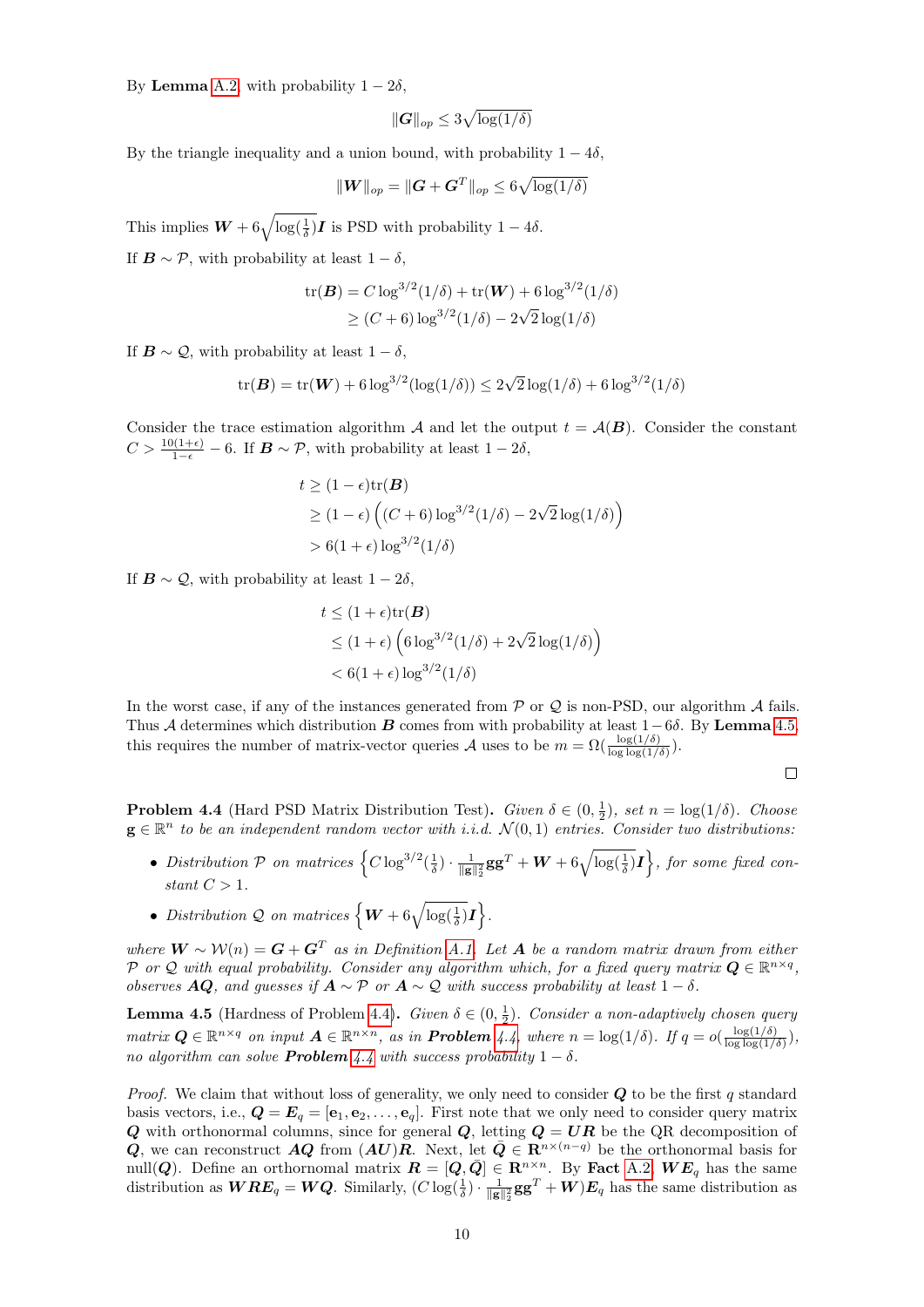By **Lemma** A.2, with probability $1 - 2\delta$,

$$\|\boldsymbol{G}\|_{op} \leq 3\sqrt{\log(1/\delta)}$$

By the triangle inequality and a union bound, with probability $1 - 4\delta$,

$$\|\boldsymbol{W}\|_{op} = \|\boldsymbol{G} + \boldsymbol{G}^T\|_{op} \leq 6\sqrt{\log(1/\delta)}$$

This implies $\boldsymbol{W} + 6\sqrt{\log(\frac{1}{\delta})}\boldsymbol{I}$ is PSD with probability $1 - 4\delta$.

If $\boldsymbol{B} \sim \mathcal{P}$, with probability at least $1 - \delta$,

$$\begin{aligned}
\text{tr}(\boldsymbol{B}) &= C\log^{3/2}(1/\delta) + \text{tr}(\boldsymbol{W}) + 6\log^{3/2}(1/\delta) \\
&\geq (C+6)\log^{3/2}(1/\delta) - 2\sqrt{2}\log(1/\delta)
\end{aligned}$$

If $\boldsymbol{B} \sim \mathcal{Q}$, with probability at least $1 - \delta$,

$$\text{tr}(\boldsymbol{B}) = \text{tr}(\boldsymbol{W}) + 6\log^{3/2}(\log(1/\delta)) \leq 2\sqrt{2}\log(1/\delta) + 6\log^{3/2}(1/\delta)$$

Consider the trace estimation algorithm $\mathcal{A}$ and let the output $t = \mathcal{A}(\boldsymbol{B})$. Consider the constant $C > \frac{10(1+\epsilon)}{1-\epsilon} - 6$. If $\boldsymbol{B} \sim \mathcal{P}$, with probability at least $1 - 2\delta$,

$$\begin{aligned}
t &\geq (1-\epsilon)\text{tr}(\boldsymbol{B}) \\
&\geq (1-\epsilon)\left((C+6)\log^{3/2}(1/\delta) - 2\sqrt{2}\log(1/\delta)\right) \\
&> 6(1+\epsilon)\log^{3/2}(1/\delta)
\end{aligned}$$

If $\boldsymbol{B} \sim \mathcal{Q}$, with probability at least $1 - 2\delta$,

$$\begin{aligned}
t &\leq (1+\epsilon)\text{tr}(\boldsymbol{B}) \\
&\leq (1+\epsilon)\left(6\log^{3/2}(1/\delta) + 2\sqrt{2}\log(1/\delta)\right) \\
&< 6(1+\epsilon)\log^{3/2}(1/\delta)
\end{aligned}$$

In the worst case, if any of the instances generated from $\mathcal{P}$ or $\mathcal{Q}$ is non-PSD, our algorithm $\mathcal{A}$ fails. Thus $\mathcal{A}$ determines which distribution $\boldsymbol{B}$ comes from with probability at least $1 - 6\delta$. By **Lemma** 4.5, this requires the number of matrix-vector queries $\mathcal{A}$ uses to be $m = \Omega(\frac{\log(1/\delta)}{\log\log(1/\delta)})$.

∎

**Problem 4.4** (Hard PSD Matrix Distribution Test)**.** *Given $\delta \in (0, \frac{1}{2})$, set $n = \log(1/\delta)$. Choose $\mathbf{g} \in \mathbb{R}^n$ to be an independent random vector with i.i.d. $\mathcal{N}(0,1)$ entries. Consider two distributions:*

- *Distribution $\mathcal{P}$ on matrices $\left\{C\log^{3/2}(\frac{1}{\delta}) \cdot \frac{1}{\|\mathbf{g}\|_2^2}\mathbf{g}\mathbf{g}^T + \boldsymbol{W} + 6\sqrt{\log(\frac{1}{\delta})}\boldsymbol{I}\right\}$, for some fixed constant $C > 1$.*
- *Distribution $\mathcal{Q}$ on matrices $\left\{\boldsymbol{W} + 6\sqrt{\log(\frac{1}{\delta})}\boldsymbol{I}\right\}$.*

*where $\boldsymbol{W} \sim \mathcal{W}(n) = \boldsymbol{G} + \boldsymbol{G}^T$ as in Definition A.1. Let $\boldsymbol{A}$ be a random matrix drawn from either $\mathcal{P}$ or $\mathcal{Q}$ with equal probability. Consider any algorithm which, for a fixed query matrix $\boldsymbol{Q} \in \mathbb{R}^{n\times q}$, observes $\boldsymbol{AQ}$, and guesses if $\boldsymbol{A} \sim \mathcal{P}$ or $\boldsymbol{A} \sim \mathcal{Q}$ with success probability at least $1 - \delta$.*

**Lemma 4.5** (Hardness of Problem 4.4)**.** *Given $\delta \in (0, \frac{1}{2})$. Consider a non-adaptively chosen query matrix $\boldsymbol{Q} \in \mathbb{R}^{n\times q}$ on input $\boldsymbol{A} \in \mathbb{R}^{n\times n}$, as in **Problem** 4.4, where $n = \log(1/\delta)$. If $q = o(\frac{\log(1/\delta)}{\log\log(1/\delta)})$, no algorithm can solve **Problem** 4.4 with success probability $1 - \delta$.*

*Proof.* We claim that without loss of generality, we only need to consider $\boldsymbol{Q}$ to be the first $q$ standard basis vectors, i.e., $\boldsymbol{Q} = \boldsymbol{E}_q = [\mathbf{e}_1, \mathbf{e}_2, \ldots, \mathbf{e}_q]$. First note that we only need to consider query matrix $\boldsymbol{Q}$ with orthonormal columns, since for general $\boldsymbol{Q}$, letting $\boldsymbol{Q} = \boldsymbol{UR}$ be the QR decomposition of $\boldsymbol{Q}$, we can reconstruct $\boldsymbol{AQ}$ from $(\boldsymbol{AU})\boldsymbol{R}$. Next, let $\bar{\boldsymbol{Q}} \in \mathbf{R}^{n\times(n-q)}$ be the orthonormal basis for null($\boldsymbol{Q}$). Define an orthonormal matrix $\boldsymbol{R} = [\boldsymbol{Q}, \bar{\boldsymbol{Q}}] \in \mathbf{R}^{n\times n}$. By **Fact** A.2, $\boldsymbol{W}\boldsymbol{E}_q$ has the same distribution as $\boldsymbol{W}\boldsymbol{R}\boldsymbol{E}_q = \boldsymbol{W}\boldsymbol{Q}$. Similarly, $(C\log(\frac{1}{\delta}) \cdot \frac{1}{\|\mathbf{g}\|_2^2}\mathbf{g}\mathbf{g}^T + \boldsymbol{W})\boldsymbol{E}_q$ has the same distribution as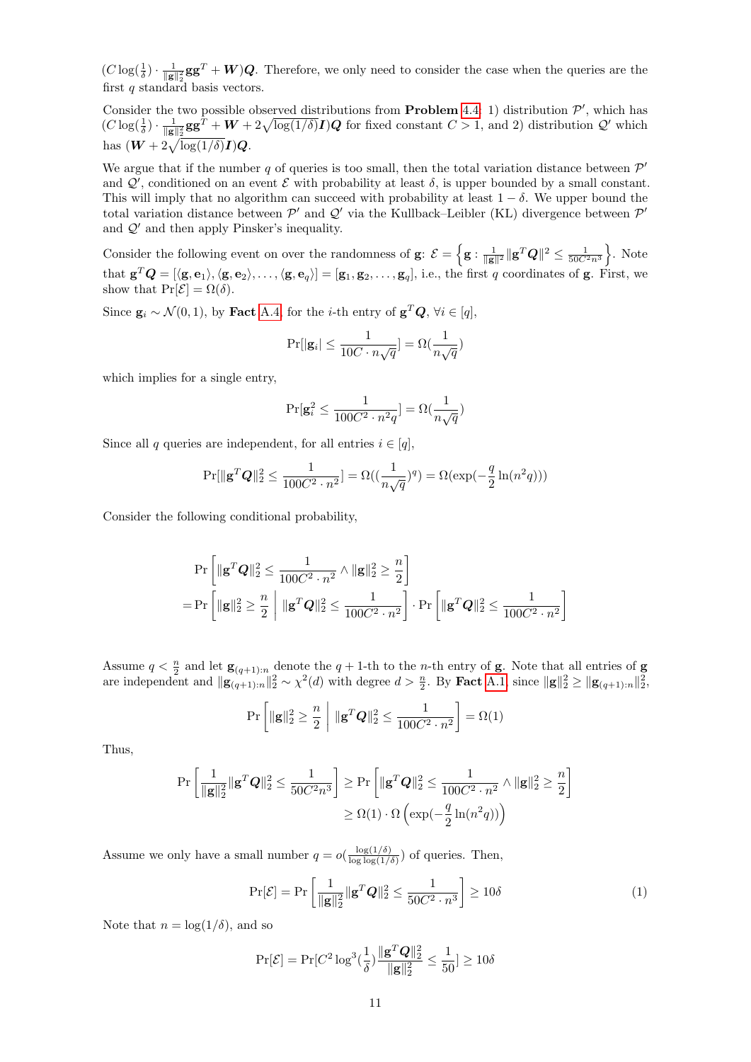$(C\log(\frac{1}{\delta})\cdot\frac{1}{\|\mathbf{g}\|_2^2}\mathbf{g}\mathbf{g}^T+\boldsymbol{W})\boldsymbol{Q}$. Therefore, we only need to consider the case when the queries are the first $q$ standard basis vectors.

Consider the two possible observed distributions from **Problem** 4.4: 1) distribution $\mathcal{P}'$, which has $(C\log(\frac{1}{\delta})\cdot\frac{1}{\|\mathbf{g}\|_2^2}\mathbf{g}\mathbf{g}^T+\boldsymbol{W}+2\sqrt{\log(1/\delta)}\boldsymbol{I})\boldsymbol{Q}$ for fixed constant $C>1$, and 2) distribution $\mathcal{Q}'$ which has $(\boldsymbol{W}+2\sqrt{\log(1/\delta)}\boldsymbol{I})\boldsymbol{Q}$.

We argue that if the number $q$ of queries is too small, then the total variation distance between $\mathcal{P}'$ and $\mathcal{Q}'$, conditioned on an event $\mathcal{E}$ with probability at least $\delta$, is upper bounded by a small constant. This will imply that no algorithm can succeed with probability at least $1-\delta$. We upper bound the total variation distance between $\mathcal{P}'$ and $\mathcal{Q}'$ via the Kullback–Leibler (KL) divergence between $\mathcal{P}'$ and $\mathcal{Q}'$ and then apply Pinsker's inequality.

Consider the following event on over the randomness of $\mathbf{g}$: $\mathcal{E}=\left\{\mathbf{g}:\frac{1}{\|\mathbf{g}\|^2}\|\mathbf{g}^T\boldsymbol{Q}\|^2\le\frac{1}{50C^2n^3}\right\}$. Note that $\mathbf{g}^T\boldsymbol{Q}=[\langle\mathbf{g},\mathbf{e}_1\rangle,\langle\mathbf{g},\mathbf{e}_2\rangle,\ldots,\langle\mathbf{g},\mathbf{e}_q\rangle]=[\mathbf{g}_1,\mathbf{g}_2,\ldots,\mathbf{g}_q]$, i.e., the first $q$ coordinates of $\mathbf{g}$. First, we show that $\Pr[\mathcal{E}]=\Omega(\delta)$.

Since $\mathbf{g}_i\sim\mathcal{N}(0,1)$, by **Fact** A.4, for the $i$-th entry of $\mathbf{g}^T\boldsymbol{Q}$, $\forall i\in[q]$,

$$\Pr[|\mathbf{g}_i|\le\frac{1}{10C\cdot n\sqrt{q}}]=\Omega(\frac{1}{n\sqrt{q}})$$

which implies for a single entry,

$$\Pr[\mathbf{g}_i^2\le\frac{1}{100C^2\cdot n^2q}]=\Omega(\frac{1}{n\sqrt{q}})$$

Since all $q$ queries are independent, for all entries $i\in[q]$,

$$\Pr[\|\mathbf{g}^T\boldsymbol{Q}\|_2^2\le\frac{1}{100C^2\cdot n^2}]=\Omega((\frac{1}{n\sqrt{q}})^q)=\Omega(\exp(-\frac{q}{2}\ln(n^2q)))$$

Consider the following conditional probability,

$$\begin{aligned}&\Pr\left[\|\mathbf{g}^T\boldsymbol{Q}\|_2^2\le\frac{1}{100C^2\cdot n^2}\wedge\|\mathbf{g}\|_2^2\ge\frac{n}{2}\right]\\&=\Pr\left[\|\mathbf{g}\|_2^2\ge\frac{n}{2}\;\middle|\;\|\mathbf{g}^T\boldsymbol{Q}\|_2^2\le\frac{1}{100C^2\cdot n^2}\right]\cdot\Pr\left[\|\mathbf{g}^T\boldsymbol{Q}\|_2^2\le\frac{1}{100C^2\cdot n^2}\right]\end{aligned}$$

Assume $q<\frac{n}{2}$ and let $\mathbf{g}_{(q+1):n}$ denote the $q+1$-th to the $n$-th entry of $\mathbf{g}$. Note that all entries of $\mathbf{g}$ are independent and $\|\mathbf{g}_{(q+1):n}\|_2^2\sim\chi^2(d)$ with degree $d>\frac{n}{2}$. By **Fact** A.1, since $\|\mathbf{g}\|_2^2\ge\|\mathbf{g}_{(q+1):n}\|_2^2$,

$$\Pr\left[\|\mathbf{g}\|_2^2\ge\frac{n}{2}\;\middle|\;\|\mathbf{g}^T\boldsymbol{Q}\|_2^2\le\frac{1}{100C^2\cdot n^2}\right]=\Omega(1)$$

Thus,

$$\begin{aligned}\Pr\left[\frac{1}{\|\mathbf{g}\|_2^2}\|\mathbf{g}^T\boldsymbol{Q}\|_2^2\le\frac{1}{50C^2n^3}\right]&\ge\Pr\left[\|\mathbf{g}^T\boldsymbol{Q}\|_2^2\le\frac{1}{100C^2\cdot n^2}\wedge\|\mathbf{g}\|_2^2\ge\frac{n}{2}\right]\\&\ge\Omega(1)\cdot\Omega\left(\exp(-\frac{q}{2}\ln(n^2q))\right)\end{aligned}$$

Assume we only have a small number $q=o(\frac{\log(1/\delta)}{\log\log(1/\delta)})$ of queries. Then,

$$\Pr[\mathcal{E}]=\Pr\left[\frac{1}{\|\mathbf{g}\|_2^2}\|\mathbf{g}^T\boldsymbol{Q}\|_2^2\le\frac{1}{50C^2\cdot n^3}\right]\ge10\delta\tag{1}$$

Note that $n=\log(1/\delta)$, and so

$$\Pr[\mathcal{E}]=\Pr[C^2\log^3(\frac{1}{\delta})\frac{\|\mathbf{g}^T\boldsymbol{Q}\|_2^2}{\|\mathbf{g}\|_2^2}\le\frac{1}{50}]\ge10\delta$$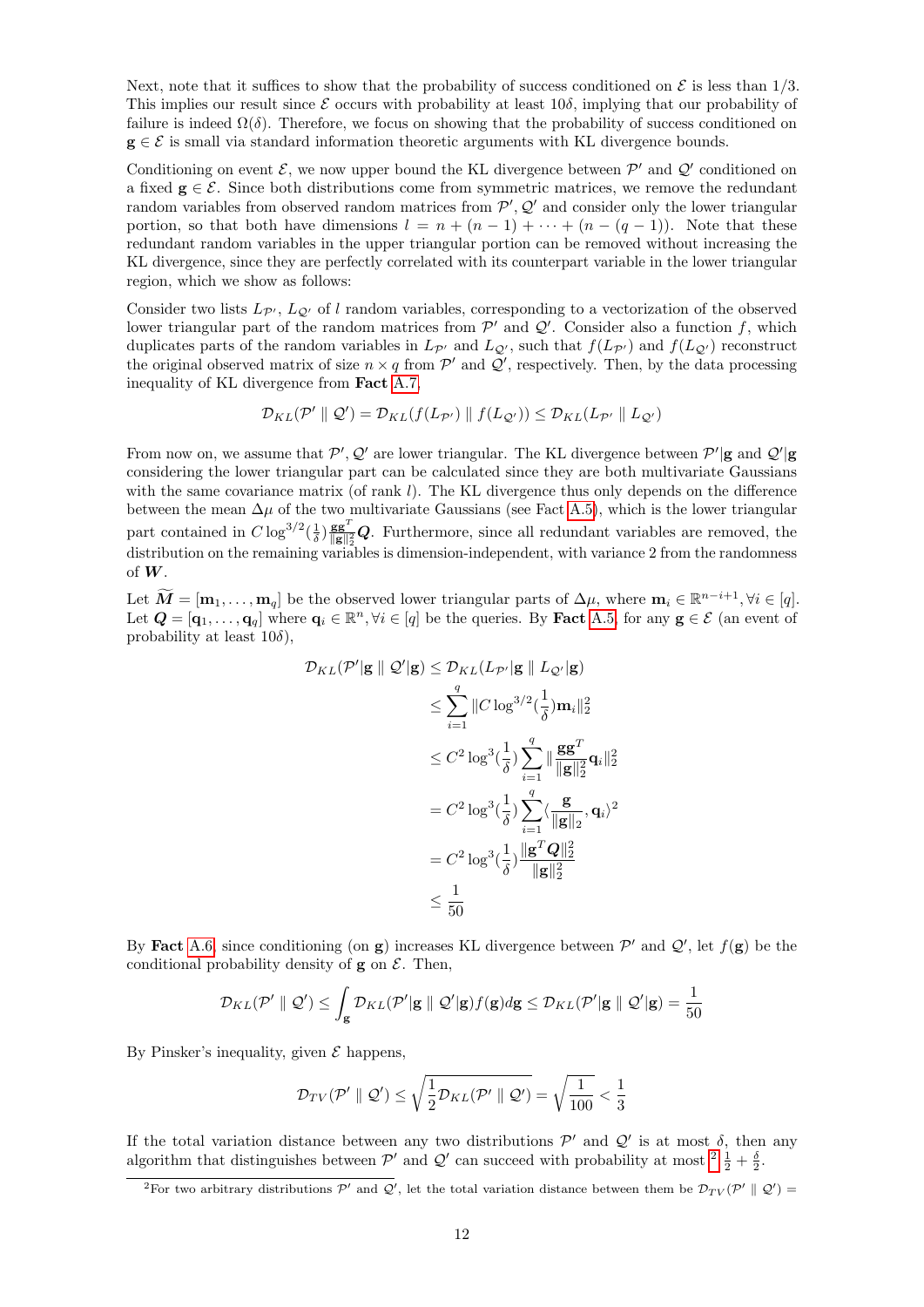Next, note that it suffices to show that the probability of success conditioned on $\mathcal{E}$ is less than 1/3. This implies our result since $\mathcal{E}$ occurs with probability at least $10\delta$, implying that our probability of failure is indeed $\Omega(\delta)$. Therefore, we focus on showing that the probability of success conditioned on $\mathbf{g} \in \mathcal{E}$ is small via standard information theoretic arguments with KL divergence bounds.

Conditioning on event $\mathcal{E}$, we now upper bound the KL divergence between $\mathcal{P}'$ and $\mathcal{Q}'$ conditioned on a fixed $\mathbf{g} \in \mathcal{E}$. Since both distributions come from symmetric matrices, we remove the redundant random variables from observed random matrices from $\mathcal{P}', \mathcal{Q}'$ and consider only the lower triangular portion, so that both have dimensions $l = n + (n-1) + \cdots + (n-(q-1))$. Note that these redundant random variables in the upper triangular portion can be removed without increasing the KL divergence, since they are perfectly correlated with its counterpart variable in the lower triangular region, which we show as follows:

Consider two lists $L_{\mathcal{P}'}$, $L_{\mathcal{Q}'}$ of $l$ random variables, corresponding to a vectorization of the observed lower triangular part of the random matrices from $\mathcal{P}'$ and $\mathcal{Q}'$. Consider also a function $f$, which duplicates parts of the random variables in $L_{\mathcal{P}'}$ and $L_{\mathcal{Q}'}$, such that $f(L_{\mathcal{P}'})$ and $f(L_{\mathcal{Q}'})$ reconstruct the original observed matrix of size $n \times q$ from $\mathcal{P}'$ and $\mathcal{Q}'$, respectively. Then, by the data processing inequality of KL divergence from **Fact** A.7,

$$\mathcal{D}_{KL}(\mathcal{P}' \parallel \mathcal{Q}') = \mathcal{D}_{KL}(f(L_{\mathcal{P}'}) \parallel f(L_{\mathcal{Q}'})) \leq \mathcal{D}_{KL}(L_{\mathcal{P}'} \parallel L_{\mathcal{Q}'})$$

From now on, we assume that $\mathcal{P}', \mathcal{Q}'$ are lower triangular. The KL divergence between $\mathcal{P}'|\mathbf{g}$ and $\mathcal{Q}'|\mathbf{g}$ considering the lower triangular part can be calculated since they are both multivariate Gaussians with the same covariance matrix (of rank $l$). The KL divergence thus only depends on the difference between the mean $\Delta\mu$ of the two multivariate Gaussians (see Fact A.5), which is the lower triangular part contained in $C \log^{3/2}(\frac{1}{\delta}) \frac{\mathbf{g}\mathbf{g}^T}{\|\mathbf{g}\|_2^2} \boldsymbol{Q}$. Furthermore, since all redundant variables are removed, the distribution on the remaining variables is dimension-independent, with variance 2 from the randomness of $\boldsymbol{W}$.

Let $\widetilde{\boldsymbol{M}} = [\mathbf{m}_1, \ldots, \mathbf{m}_q]$ be the observed lower triangular parts of $\Delta\mu$, where $\mathbf{m}_i \in \mathbb{R}^{n-i+1}, \forall i \in [q]$. Let $\boldsymbol{Q} = [\mathbf{q}_1, \ldots, \mathbf{q}_q]$ where $\mathbf{q}_i \in \mathbb{R}^n, \forall i \in [q]$ be the queries. By **Fact** A.5, for any $\mathbf{g} \in \mathcal{E}$ (an event of probability at least $10\delta$),

$$\begin{aligned}
\mathcal{D}_{KL}(\mathcal{P}'|\mathbf{g} \parallel \mathcal{Q}'|\mathbf{g}) &\leq \mathcal{D}_{KL}(L_{\mathcal{P}'}|\mathbf{g} \parallel L_{\mathcal{Q}'}|\mathbf{g}) \\
&\leq \sum_{i=1}^{q} \|C \log^{3/2}(\frac{1}{\delta}) \mathbf{m}_i\|_2^2 \\
&\leq C^2 \log^3(\frac{1}{\delta}) \sum_{i=1}^{q} \|\frac{\mathbf{g}\mathbf{g}^T}{\|\mathbf{g}\|_2^2} \mathbf{q}_i\|_2^2 \\
&= C^2 \log^3(\frac{1}{\delta}) \sum_{i=1}^{q} \langle \frac{\mathbf{g}}{\|\mathbf{g}\|_2}, \mathbf{q}_i \rangle^2 \\
&= C^2 \log^3(\frac{1}{\delta}) \frac{\|\mathbf{g}^T \boldsymbol{Q}\|_2^2}{\|\mathbf{g}\|_2^2} \\
&\leq \frac{1}{50}
\end{aligned}$$

By **Fact** A.6, since conditioning (on $\mathbf{g}$) increases KL divergence between $\mathcal{P}'$ and $\mathcal{Q}'$, let $f(\mathbf{g})$ be the conditional probability density of $\mathbf{g}$ on $\mathcal{E}$. Then,

$$\mathcal{D}_{KL}(\mathcal{P}' \parallel \mathcal{Q}') \leq \int_{\mathbf{g}} \mathcal{D}_{KL}(\mathcal{P}'|\mathbf{g} \parallel \mathcal{Q}'|\mathbf{g}) f(\mathbf{g}) d\mathbf{g} \leq \mathcal{D}_{KL}(\mathcal{P}'|\mathbf{g} \parallel \mathcal{Q}'|\mathbf{g}) = \frac{1}{50}$$

By Pinsker's inequality, given $\mathcal{E}$ happens,

$$\mathcal{D}_{TV}(\mathcal{P}' \parallel \mathcal{Q}') \leq \sqrt{\frac{1}{2} \mathcal{D}_{KL}(\mathcal{P}' \parallel \mathcal{Q}')} = \sqrt{\frac{1}{100}} < \frac{1}{3}$$

If the total variation distance between any two distributions $\mathcal{P}'$ and $\mathcal{Q}'$ is at most $\delta$, then any algorithm that distinguishes between $\mathcal{P}'$ and $\mathcal{Q}'$ can succeed with probability at most[2] $\frac{1}{2} + \frac{\delta}{2}$.

[2] For two arbitrary distributions $\mathcal{P}'$ and $\mathcal{Q}'$, let the total variation distance between them be $\mathcal{D}_{TV}(\mathcal{P}' \parallel \mathcal{Q}') =$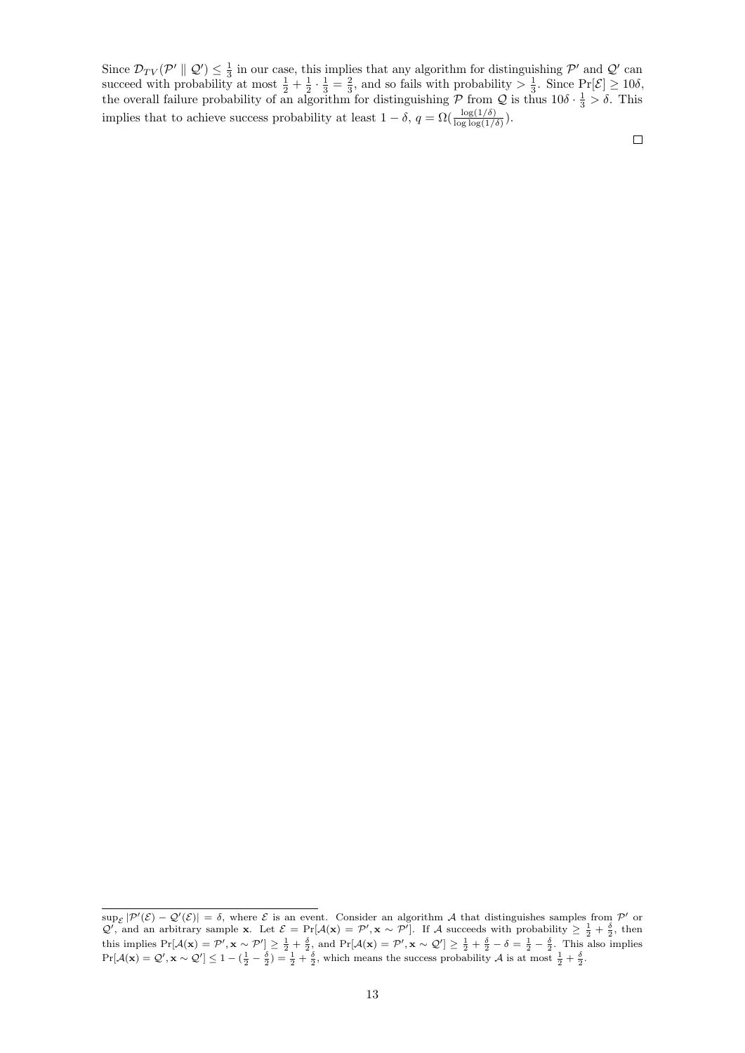Since $\mathcal{D}_{TV}(\mathcal{P}' \parallel \mathcal{Q}') \leq \frac{1}{3}$ in our case, this implies that any algorithm for distinguishing $\mathcal{P}'$ and $\mathcal{Q}'$ can succeed with probability at most $\frac{1}{2} + \frac{1}{2} \cdot \frac{1}{3} = \frac{2}{3}$, and so fails with probability $> \frac{1}{3}$. Since $\Pr[\mathcal{E}] \geq 10\delta$, the overall failure probability of an algorithm for distinguishing $\mathcal{P}$ from $\mathcal{Q}$ is thus $10\delta \cdot \frac{1}{3} > \delta$. This implies that to achieve success probability at least $1 - \delta$, $q = \Omega(\frac{\log(1/\delta)}{\log\log(1/\delta)})$.

$\square$

---

$\sup_{\mathcal{E}} |\mathcal{P}'(\mathcal{E}) - \mathcal{Q}'(\mathcal{E})| = \delta$, where $\mathcal{E}$ is an event. Consider an algorithm $\mathcal{A}$ that distinguishes samples from $\mathcal{P}'$ or $\mathcal{Q}'$, and an arbitrary sample $\mathbf{x}$. Let $\mathcal{E} = \Pr[\mathcal{A}(\mathbf{x}) = \mathcal{P}', \mathbf{x} \sim \mathcal{P}']$. If $\mathcal{A}$ succeeds with probability $\geq \frac{1}{2} + \frac{\delta}{2}$, then this implies $\Pr[\mathcal{A}(\mathbf{x}) = \mathcal{P}', \mathbf{x} \sim \mathcal{P}'] \geq \frac{1}{2} + \frac{\delta}{2}$, and $\Pr[\mathcal{A}(\mathbf{x}) = \mathcal{P}', \mathbf{x} \sim \mathcal{Q}'] \geq \frac{1}{2} + \frac{\delta}{2} - \delta = \frac{1}{2} - \frac{\delta}{2}$. This also implies $\Pr[\mathcal{A}(\mathbf{x}) = \mathcal{Q}', \mathbf{x} \sim \mathcal{Q}'] \leq 1 - (\frac{1}{2} - \frac{\delta}{2}) = \frac{1}{2} + \frac{\delta}{2}$, which means the success probability $\mathcal{A}$ is at most $\frac{1}{2} + \frac{\delta}{2}$.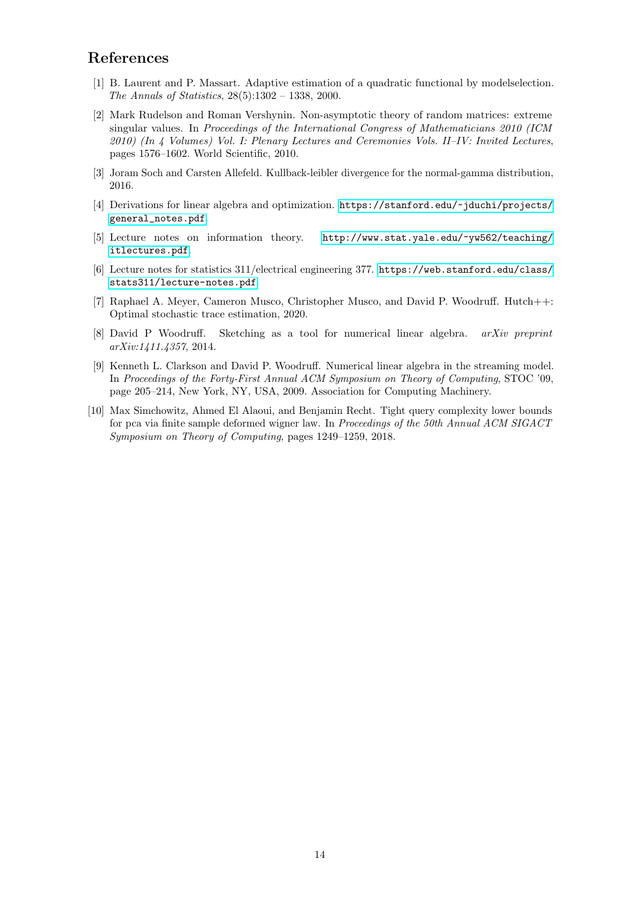# References

[1] B. Laurent and P. Massart. Adaptive estimation of a quadratic functional by modelselection. *The Annals of Statistics*, 28(5):1302 – 1338, 2000.

[2] Mark Rudelson and Roman Vershynin. Non-asymptotic theory of random matrices: extreme singular values. In *Proceedings of the International Congress of Mathematicians 2010 (ICM 2010) (In 4 Volumes) Vol. I: Plenary Lectures and Ceremonies Vols. II–IV: Invited Lectures*, pages 1576–1602. World Scientific, 2010.

[3] Joram Soch and Carsten Allefeld. Kullback-leibler divergence for the normal-gamma distribution, 2016.

[4] Derivations for linear algebra and optimization. https://stanford.edu/~jduchi/projects/general_notes.pdf.

[5] Lecture notes on information theory. http://www.stat.yale.edu/~yw562/teaching/itlectures.pdf.

[6] Lecture notes for statistics 311/electrical engineering 377. https://web.stanford.edu/class/stats311/lecture-notes.pdf.

[7] Raphael A. Meyer, Cameron Musco, Christopher Musco, and David P. Woodruff. Hutch++: Optimal stochastic trace estimation, 2020.

[8] David P Woodruff. Sketching as a tool for numerical linear algebra. *arXiv preprint arXiv:1411.4357*, 2014.

[9] Kenneth L. Clarkson and David P. Woodruff. Numerical linear algebra in the streaming model. In *Proceedings of the Forty-First Annual ACM Symposium on Theory of Computing*, STOC '09, page 205–214, New York, NY, USA, 2009. Association for Computing Machinery.

[10] Max Simchowitz, Ahmed El Alaoui, and Benjamin Recht. Tight query complexity lower bounds for pca via finite sample deformed wigner law. In *Proceedings of the 50th Annual ACM SIGACT Symposium on Theory of Computing*, pages 1249–1259, 2018.